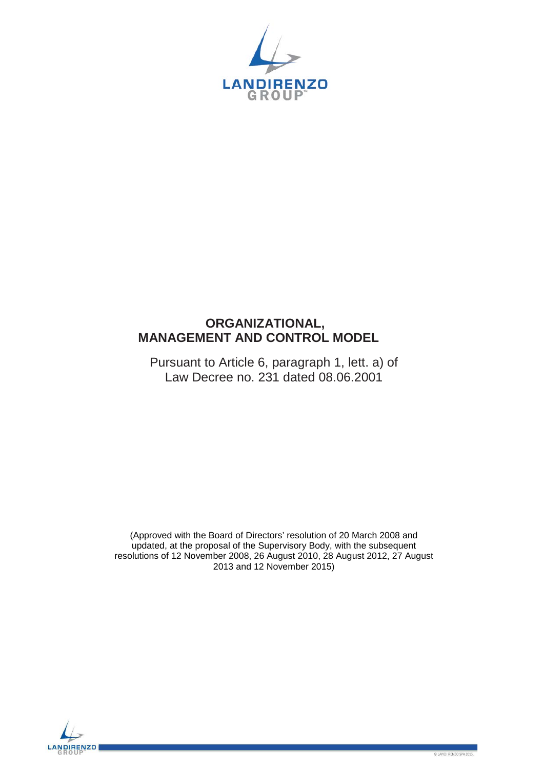# ORGANIZATIONAL, MANAGEMENT AND CONTROL MODEL

Pursuant to Article 6, paragraph 1, lett. a) of Law Decree no. 231 dated 08.06.2001

(Approved with the Board of Directors' resolution of 20 March 2008 and updated, at the proposal of the Supervisory Body, with the subsequent resolutions of 12 November 2008, 26 August 2010, 28 August 2012, 27 August 2013 and 12 November 2015)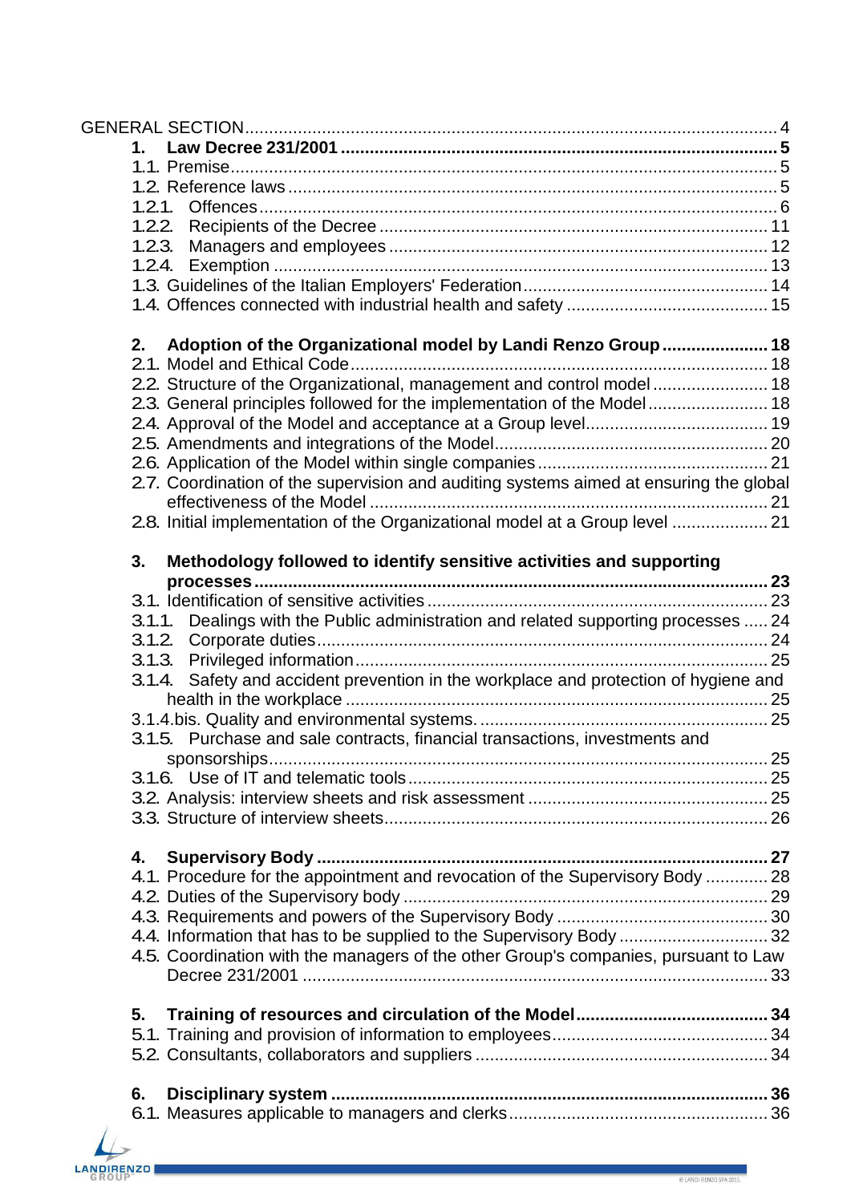GENERAL SECTION .......... 4

**1. Law Decree 231/2001 .......... 5**

1.1. Premise .......... 5

1.2. Reference laws .......... 5

1.2.1. Offences .......... 6

1.2.2. Recipients of the Decree .......... 11

1.2.3. Managers and employees .......... 12

1.2.4. Exemption .......... 13

1.3. Guidelines of the Italian Employers' Federation .......... 14

1.4. Offences connected with industrial health and safety .......... 15

**2. Adoption of the Organizational model by Landi Renzo Group .......... 18**

2.1. Model and Ethical Code .......... 18

2.2. Structure of the Organizational, management and control model .......... 18

2.3. General principles followed for the implementation of the Model .......... 18

2.4. Approval of the Model and acceptance at a Group level .......... 19

2.5. Amendments and integrations of the Model .......... 20

2.6. Application of the Model within single companies .......... 21

2.7. Coordination of the supervision and auditing systems aimed at ensuring the global effectiveness of the Model .......... 21

2.8. Initial implementation of the Organizational model at a Group level .......... 21

**3. Methodology followed to identify sensitive activities and supporting processes .......... 23**

3.1. Identification of sensitive activities .......... 23

3.1.1. Dealings with the Public administration and related supporting processes .......... 24

3.1.2. Corporate duties .......... 24

3.1.3. Privileged information .......... 25

3.1.4. Safety and accident prevention in the workplace and protection of hygiene and health in the workplace .......... 25

3.1.4.bis. Quality and environmental systems. .......... 25

3.1.5. Purchase and sale contracts, financial transactions, investments and sponsorships .......... 25

3.1.6. Use of IT and telematic tools .......... 25

3.2. Analysis: interview sheets and risk assessment .......... 25

3.3. Structure of interview sheets .......... 26

**4. Supervisory Body .......... 27**

4.1. Procedure for the appointment and revocation of the Supervisory Body .......... 28

4.2. Duties of the Supervisory body .......... 29

4.3. Requirements and powers of the Supervisory Body .......... 30

4.4. Information that has to be supplied to the Supervisory Body .......... 32

4.5. Coordination with the managers of the other Group's companies, pursuant to Law Decree 231/2001 .......... 33

**5. Training of resources and circulation of the Model .......... 34**

5.1. Training and provision of information to employees .......... 34

5.2. Consultants, collaborators and suppliers .......... 34

**6. Disciplinary system .......... 36**

6.1. Measures applicable to managers and clerks .......... 36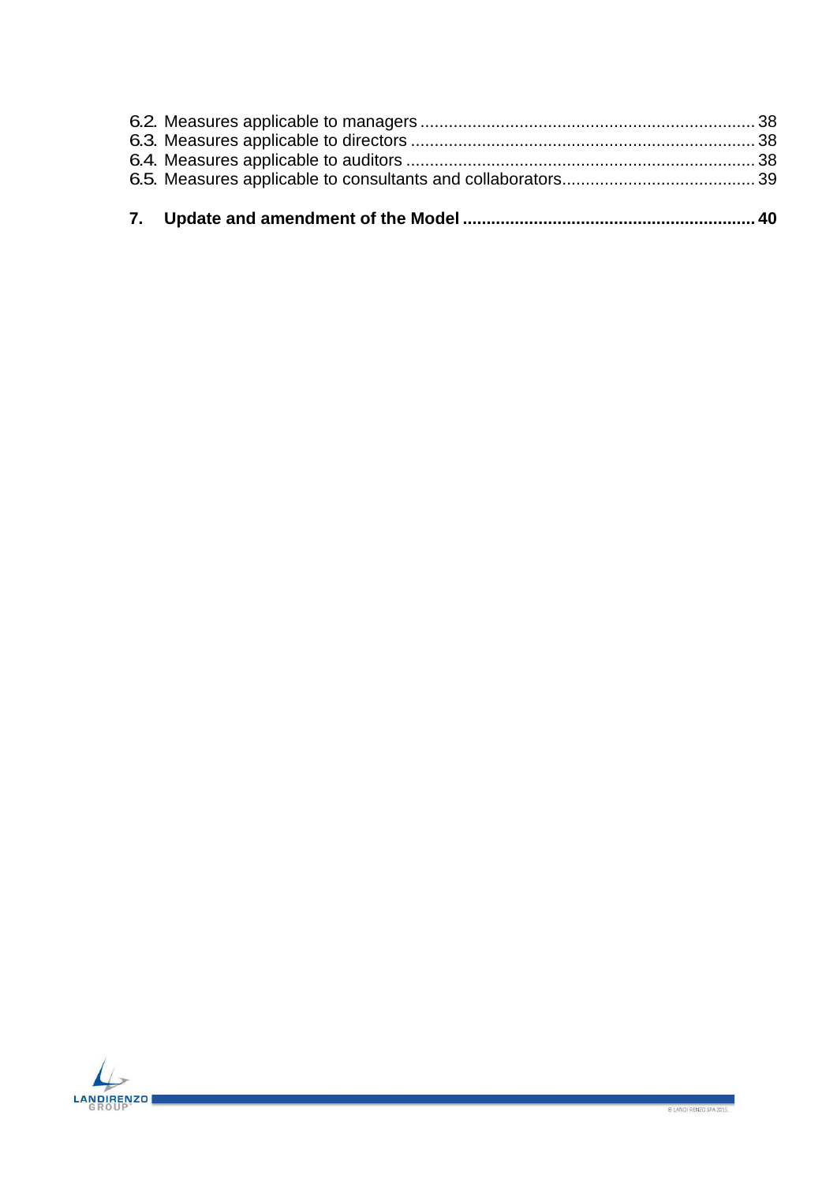6.2. Measures applicable to managers ........................................................ 38
6.3. Measures applicable to directors ........................................................ 38
6.4. Measures applicable to auditors ......................................................... 38
6.5. Measures applicable to consultants and collaborators......................................... 39

**7. Update and amendment of the Model ............................................................ 40**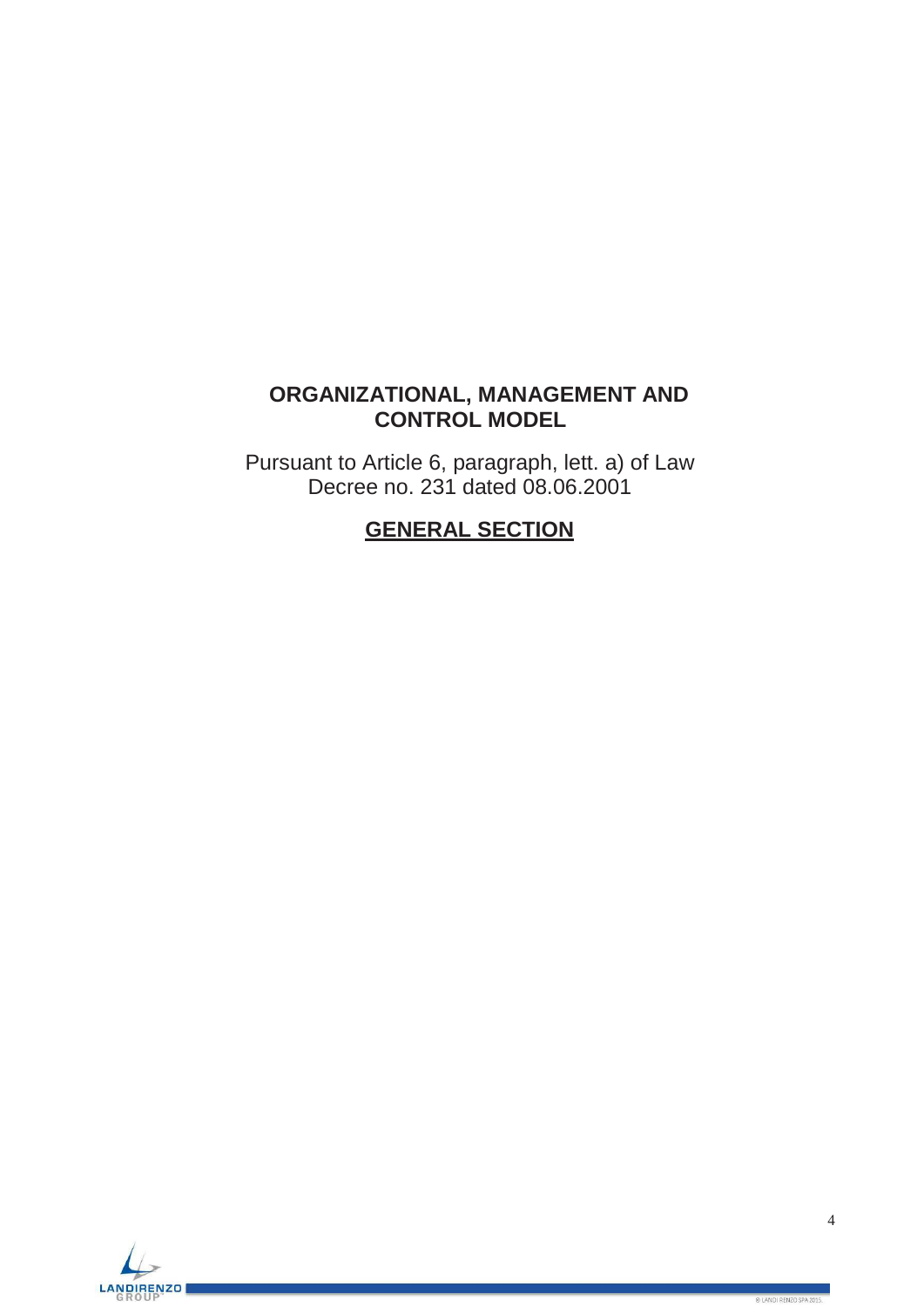# ORGANIZATIONAL, MANAGEMENT AND CONTROL MODEL

Pursuant to Article 6, paragraph, lett. a) of Law Decree no. 231 dated 08.06.2001

## GENERAL SECTION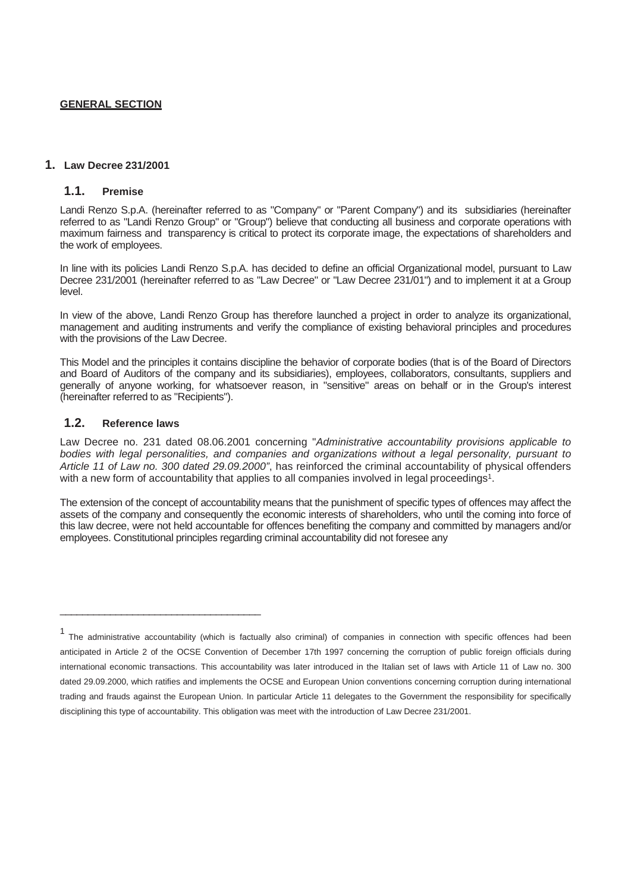**GENERAL SECTION**

# 1. Law Decree 231/2001

## 1.1. Premise

Landi Renzo S.p.A. (hereinafter referred to as "Company" or "Parent Company") and its subsidiaries (hereinafter referred to as "Landi Renzo Group" or "Group") believe that conducting all business and corporate operations with maximum fairness and transparency is critical to protect its corporate image, the expectations of shareholders and the work of employees.

In line with its policies Landi Renzo S.p.A. has decided to define an official Organizational model, pursuant to Law Decree 231/2001 (hereinafter referred to as "Law Decree" or "Law Decree 231/01") and to implement it at a Group level.

In view of the above, Landi Renzo Group has therefore launched a project in order to analyze its organizational, management and auditing instruments and verify the compliance of existing behavioral principles and procedures with the provisions of the Law Decree.

This Model and the principles it contains discipline the behavior of corporate bodies (that is of the Board of Directors and Board of Auditors of the company and its subsidiaries), employees, collaborators, consultants, suppliers and generally of anyone working, for whatsoever reason, in "sensitive" areas on behalf or in the Group's interest (hereinafter referred to as "Recipients").

## 1.2. Reference laws

Law Decree no. 231 dated 08.06.2001 concerning "*Administrative accountability provisions applicable to bodies with legal personalities, and companies and organizations without a legal personality, pursuant to Article 11 of Law no. 300 dated 29.09.2000"*, has reinforced the criminal accountability of physical offenders with a new form of accountability that applies to all companies involved in legal proceedings[1].

The extension of the concept of accountability means that the punishment of specific types of offences may affect the assets of the company and consequently the economic interests of shareholders, who until the coming into force of this law decree, were not held accountable for offences benefiting the company and committed by managers and/or employees. Constitutional principles regarding criminal accountability did not foresee any

---

[1] The administrative accountability (which is factually also criminal) of companies in connection with specific offences had been anticipated in Article 2 of the OCSE Convention of December 17th 1997 concerning the corruption of public foreign officials during international economic transactions. This accountability was later introduced in the Italian set of laws with Article 11 of Law no. 300 dated 29.09.2000, which ratifies and implements the OCSE and European Union conventions concerning corruption during international trading and frauds against the European Union. In particular Article 11 delegates to the Government the responsibility for specifically disciplining this type of accountability. This obligation was meet with the introduction of Law Decree 231/2001.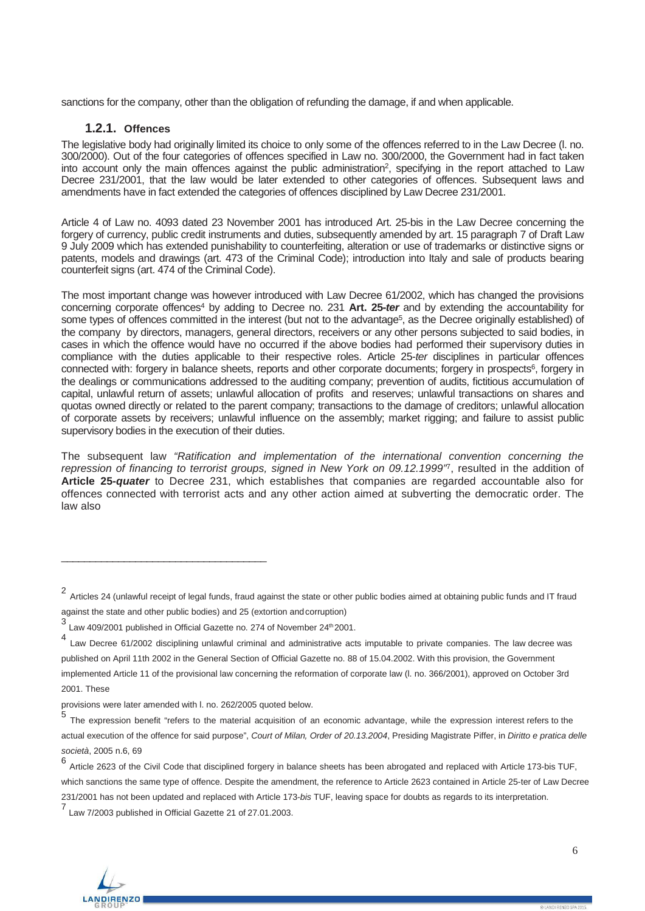sanctions for the company, other than the obligation of refunding the damage, if and when applicable.

### 1.2.1. Offences

The legislative body had originally limited its choice to only some of the offences referred to in the Law Decree (l. no. 300/2000). Out of the four categories of offences specified in Law no. 300/2000, the Government had in fact taken into account only the main offences against the public administration[2], specifying in the report attached to Law Decree 231/2001, that the law would be later extended to other categories of offences. Subsequent laws and amendments have in fact extended the categories of offences disciplined by Law Decree 231/2001.

Article 4 of Law no. 4093 dated 23 November 2001 has introduced Art. 25-bis in the Law Decree concerning the forgery of currency, public credit instruments and duties, subsequently amended by art. 15 paragraph 7 of Draft Law 9 July 2009 which has extended punishability to counterfeiting, alteration or use of trademarks or distinctive signs or patents, models and drawings (art. 473 of the Criminal Code); introduction into Italy and sale of products bearing counterfeit signs (art. 474 of the Criminal Code).

The most important change was however introduced with Law Decree 61/2002, which has changed the provisions concerning corporate offences[4] by adding to Decree no. 231 **Art. 25-*ter*** and by extending the accountability for some types of offences committed in the interest (but not to the advantage[5], as the Decree originally established) of the company by directors, managers, general directors, receivers or any other persons subjected to said bodies, in cases in which the offence would have no occurred if the above bodies had performed their supervisory duties in compliance with the duties applicable to their respective roles. Article 25-*ter* disciplines in particular offences connected with: forgery in balance sheets, reports and other corporate documents; forgery in prospects[6], forgery in the dealings or communications addressed to the auditing company; prevention of audits, fictitious accumulation of capital, unlawful return of assets; unlawful allocation of profits and reserves; unlawful transactions on shares and quotas owned directly or related to the parent company; transactions to the damage of creditors; unlawful allocation of corporate assets by receivers; unlawful influence on the assembly; market rigging; and failure to assist public supervisory bodies in the execution of their duties.

The subsequent law *"Ratification and implementation of the international convention concerning the repression of financing to terrorist groups, signed in New York on 09.12.1999"*[7], resulted in the addition of **Article 25-*quater*** to Decree 231, which establishes that companies are regarded accountable also for offences connected with terrorist acts and any other action aimed at subverting the democratic order. The law also

---

[2] Articles 24 (unlawful receipt of legal funds, fraud against the state or other public bodies aimed at obtaining public funds and IT fraud against the state and other public bodies) and 25 (extortion and corruption)

[3] Law 409/2001 published in Official Gazette no. 274 of November 24th 2001.

[4] Law Decree 61/2002 disciplining unlawful criminal and administrative acts imputable to private companies. The law decree was published on April 11th 2002 in the General Section of Official Gazette no. 88 of 15.04.2002. With this provision, the Government implemented Article 11 of the provisional law concerning the reformation of corporate law (l. no. 366/2001), approved on October 3rd 2001. These

provisions were later amended with l. no. 262/2005 quoted below.

[5] The expression benefit "refers to the material acquisition of an economic advantage, while the expression interest refers to the actual execution of the offence for said purpose", *Court of Milan, Order of 20.13.2004*, Presiding Magistrate Piffer, in *Diritto e pratica delle società*, 2005 n.6, 69

[6] Article 2623 of the Civil Code that disciplined forgery in balance sheets has been abrogated and replaced with Article 173-bis TUF, which sanctions the same type of offence. Despite the amendment, the reference to Article 2623 contained in Article 25-ter of Law Decree 231/2001 has not been updated and replaced with Article 173-*bis* TUF, leaving space for doubts as regards to its interpretation.

[7] Law 7/2003 published in Official Gazette 21 of 27.01.2003.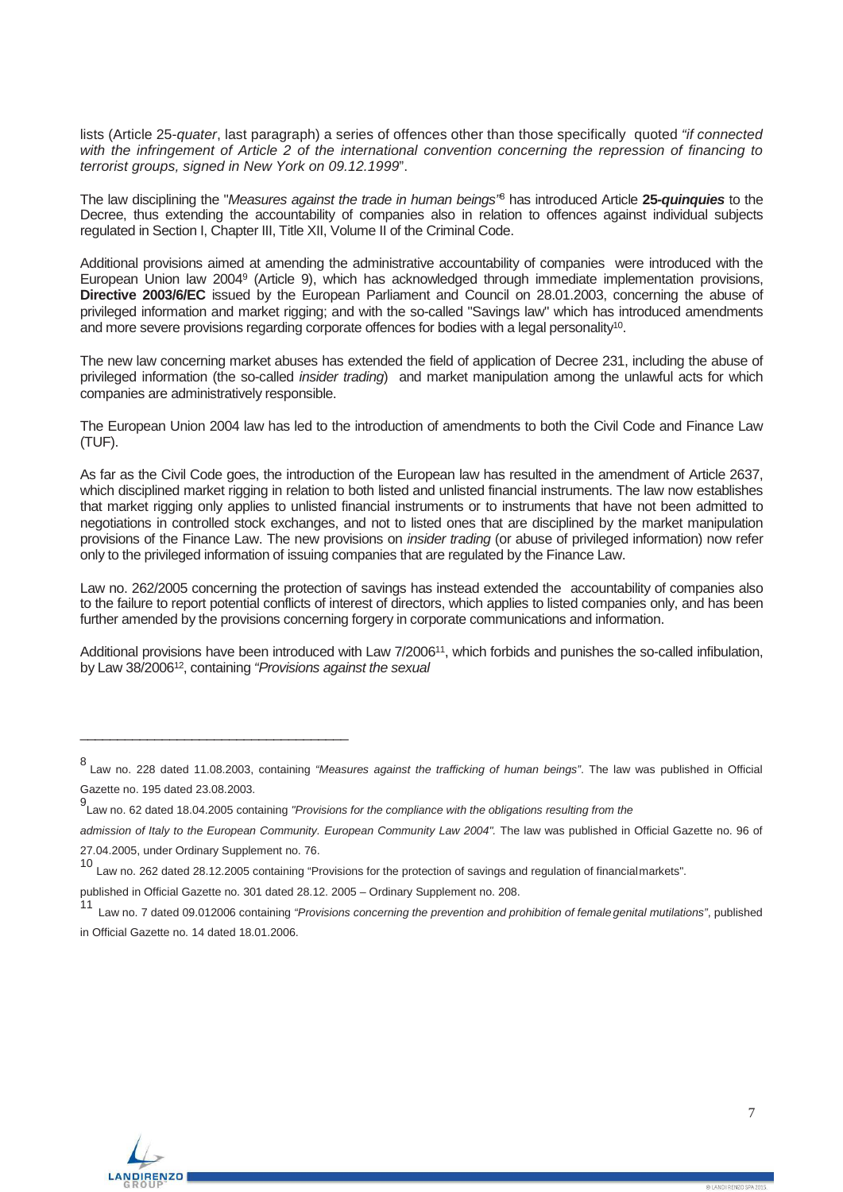lists (Article 25-*quater*, last paragraph) a series of offences other than those specifically quoted *"if connected with the infringement of Article 2 of the international convention concerning the repression of financing to terrorist groups, signed in New York on 09.12.1999*".

The law disciplining the "*Measures against the trade in human beings*"[8] has introduced Article **25-*quinquies*** to the Decree, thus extending the accountability of companies also in relation to offences against individual subjects regulated in Section I, Chapter III, Title XII, Volume II of the Criminal Code.

Additional provisions aimed at amending the administrative accountability of companies were introduced with the European Union law 2004[9] (Article 9), which has acknowledged through immediate implementation provisions, **Directive 2003/6/EC** issued by the European Parliament and Council on 28.01.2003, concerning the abuse of privileged information and market rigging; and with the so-called "Savings law" which has introduced amendments and more severe provisions regarding corporate offences for bodies with a legal personality[10].

The new law concerning market abuses has extended the field of application of Decree 231, including the abuse of privileged information (the so-called *insider trading*) and market manipulation among the unlawful acts for which companies are administratively responsible.

The European Union 2004 law has led to the introduction of amendments to both the Civil Code and Finance Law (TUF).

As far as the Civil Code goes, the introduction of the European law has resulted in the amendment of Article 2637, which disciplined market rigging in relation to both listed and unlisted financial instruments. The law now establishes that market rigging only applies to unlisted financial instruments or to instruments that have not been admitted to negotiations in controlled stock exchanges, and not to listed ones that are disciplined by the market manipulation provisions of the Finance Law. The new provisions on *insider trading* (or abuse of privileged information) now refer only to the privileged information of issuing companies that are regulated by the Finance Law.

Law no. 262/2005 concerning the protection of savings has instead extended the accountability of companies also to the failure to report potential conflicts of interest of directors, which applies to listed companies only, and has been further amended by the provisions concerning forgery in corporate communications and information.

Additional provisions have been introduced with Law 7/2006[11], which forbids and punishes the so-called infibulation, by Law 38/2006[12], containing *"Provisions against the sexual*

---

[8] Law no. 228 dated 11.08.2003, containing *"Measures against the trafficking of human beings"*. The law was published in Official Gazette no. 195 dated 23.08.2003.

[9] Law no. 62 dated 18.04.2005 containing *"Provisions for the compliance with the obligations resulting from the admission of Italy to the European Community. European Community Law 2004".* The law was published in Official Gazette no. 96 of 27.04.2005, under Ordinary Supplement no. 76.

[10] Law no. 262 dated 28.12.2005 containing "Provisions for the protection of savings and regulation of financial markets".

published in Official Gazette no. 301 dated 28.12. 2005 – Ordinary Supplement no. 208.

[11] Law no. 7 dated 09.012006 containing *"Provisions concerning the prevention and prohibition of female genital mutilations"*, published in Official Gazette no. 14 dated 18.01.2006.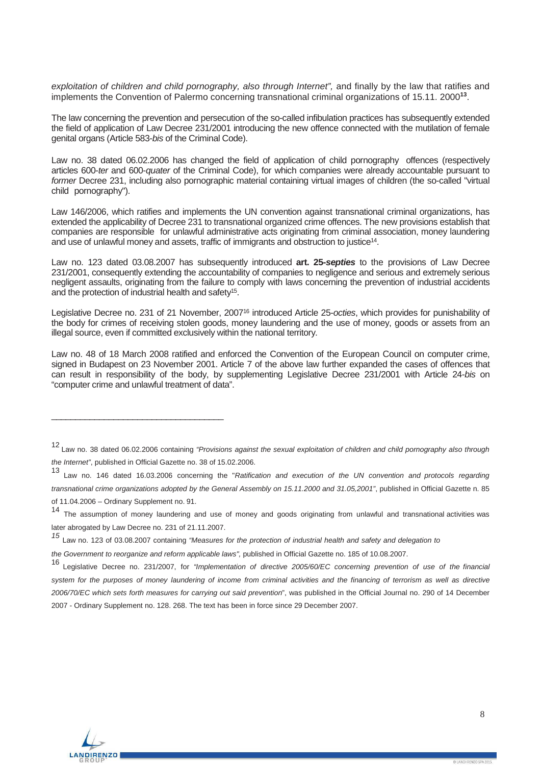*exploitation of children and child pornography, also through Internet",* and finally by the law that ratifies and implements the Convention of Palermo concerning transnational criminal organizations of 15.11. 2000[13].

The law concerning the prevention and persecution of the so-called infibulation practices has subsequently extended the field of application of Law Decree 231/2001 introducing the new offence connected with the mutilation of female genital organs (Article 583-*bis* of the Criminal Code).

Law no. 38 dated 06.02.2006 has changed the field of application of child pornography offences (respectively articles 600-*ter* and 600-*quater* of the Criminal Code), for which companies were already accountable pursuant to *former* Decree 231, including also pornographic material containing virtual images of children (the so-called "virtual child pornography").

Law 146/2006, which ratifies and implements the UN convention against transnational criminal organizations, has extended the applicability of Decree 231 to transnational organized crime offences. The new provisions establish that companies are responsible for unlawful administrative acts originating from criminal association, money laundering and use of unlawful money and assets, traffic of immigrants and obstruction to justice[14].

Law no. 123 dated 03.08.2007 has subsequently introduced **art. 25-*septies*** to the provisions of Law Decree 231/2001, consequently extending the accountability of companies to negligence and serious and extremely serious negligent assaults, originating from the failure to comply with laws concerning the prevention of industrial accidents and the protection of industrial health and safety[15].

Legislative Decree no. 231 of 21 November, 2007[16] introduced Article 25-*octies*, which provides for punishability of the body for crimes of receiving stolen goods, money laundering and the use of money, goods or assets from an illegal source, even if committed exclusively within the national territory.

Law no. 48 of 18 March 2008 ratified and enforced the Convention of the European Council on computer crime, signed in Budapest on 23 November 2001. Article 7 of the above law further expanded the cases of offences that can result in responsibility of the body, by supplementing Legislative Decree 231/2001 with Article 24-*bis* on "computer crime and unlawful treatment of data".

---

[12] Law no. 38 dated 06.02.2006 containing *"Provisions against the sexual exploitation of children and child pornography also through the Internet"*, published in Official Gazette no. 38 of 15.02.2006.

[13] Law no. 146 dated 16.03.2006 concerning the "*Ratification and execution of the UN convention and protocols regarding transnational crime organizations adopted by the General Assembly on 15.11.2000 and 31.05,2001"*, published in Official Gazette n. 85 of 11.04.2006 – Ordinary Supplement no. 91.

[14] The assumption of money laundering and use of money and goods originating from unlawful and transnational activities was later abrogated by Law Decree no. 231 of 21.11.2007.

[15] Law no. 123 of 03.08.2007 containing *"Measures for the protection of industrial health and safety and delegation to the Government to reorganize and reform applicable laws",* published in Official Gazette no. 185 of 10.08.2007.

[16] Legislative Decree no. 231/2007, for *"Implementation of directive 2005/60/EC concerning prevention of use of the financial system for the purposes of money laundering of income from criminal activities and the financing of terrorism as well as directive 2006/70/EC which sets forth measures for carrying out said prevention*", was published in the Official Journal no. 290 of 14 December 2007 - Ordinary Supplement no. 128. 268. The text has been in force since 29 December 2007.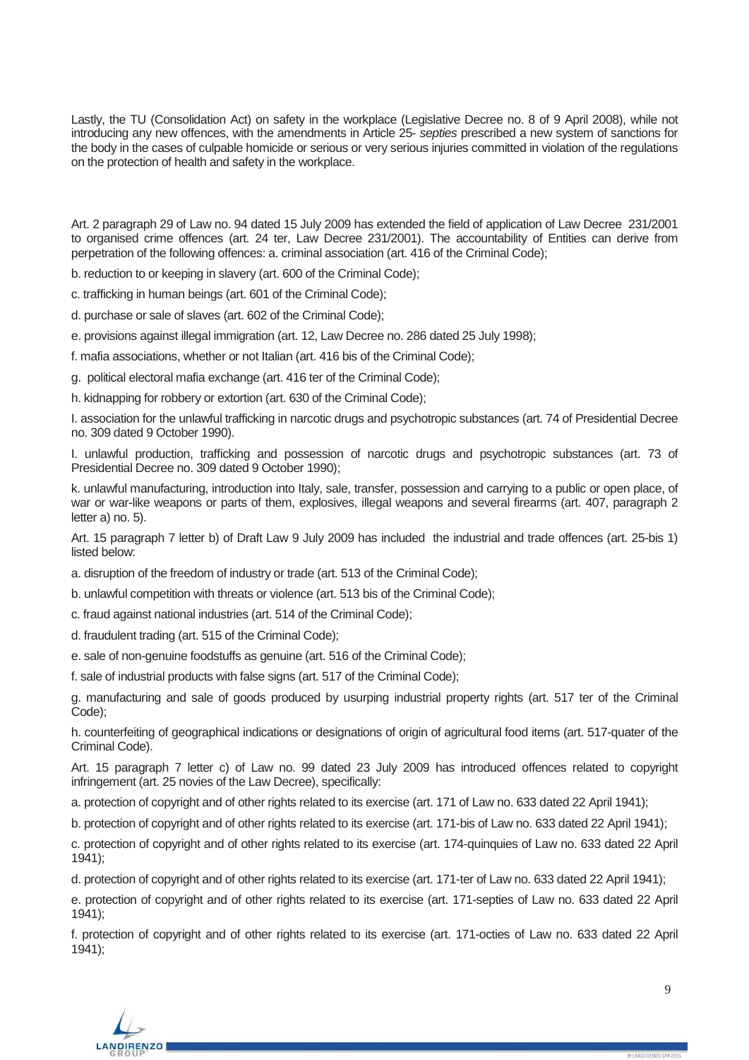Lastly, the TU (Consolidation Act) on safety in the workplace (Legislative Decree no. 8 of 9 April 2008), while not introducing any new offences, with the amendments in Article 25- *septies* prescribed a new system of sanctions for the body in the cases of culpable homicide or serious or very serious injuries committed in violation of the regulations on the protection of health and safety in the workplace.

Art. 2 paragraph 29 of Law no. 94 dated 15 July 2009 has extended the field of application of Law Decree 231/2001 to organised crime offences (art. 24 ter, Law Decree 231/2001). The accountability of Entities can derive from perpetration of the following offences: a. criminal association (art. 416 of the Criminal Code);

b. reduction to or keeping in slavery (art. 600 of the Criminal Code);

c. trafficking in human beings (art. 601 of the Criminal Code);

d. purchase or sale of slaves (art. 602 of the Criminal Code);

e. provisions against illegal immigration (art. 12, Law Decree no. 286 dated 25 July 1998);

f. mafia associations, whether or not Italian (art. 416 bis of the Criminal Code);

g. political electoral mafia exchange (art. 416 ter of the Criminal Code);

h. kidnapping for robbery or extortion (art. 630 of the Criminal Code);

I. association for the unlawful trafficking in narcotic drugs and psychotropic substances (art. 74 of Presidential Decree no. 309 dated 9 October 1990).

I. unlawful production, trafficking and possession of narcotic drugs and psychotropic substances (art. 73 of Presidential Decree no. 309 dated 9 October 1990);

k. unlawful manufacturing, introduction into Italy, sale, transfer, possession and carrying to a public or open place, of war or war-like weapons or parts of them, explosives, illegal weapons and several firearms (art. 407, paragraph 2 letter a) no. 5).

Art. 15 paragraph 7 letter b) of Draft Law 9 July 2009 has included the industrial and trade offences (art. 25-bis 1) listed below:

a. disruption of the freedom of industry or trade (art. 513 of the Criminal Code);

b. unlawful competition with threats or violence (art. 513 bis of the Criminal Code);

c. fraud against national industries (art. 514 of the Criminal Code);

d. fraudulent trading (art. 515 of the Criminal Code);

e. sale of non-genuine foodstuffs as genuine (art. 516 of the Criminal Code);

f. sale of industrial products with false signs (art. 517 of the Criminal Code);

g. manufacturing and sale of goods produced by usurping industrial property rights (art. 517 ter of the Criminal Code);

h. counterfeiting of geographical indications or designations of origin of agricultural food items (art. 517-quater of the Criminal Code).

Art. 15 paragraph 7 letter c) of Law no. 99 dated 23 July 2009 has introduced offences related to copyright infringement (art. 25 novies of the Law Decree), specifically:

a. protection of copyright and of other rights related to its exercise (art. 171 of Law no. 633 dated 22 April 1941);

b. protection of copyright and of other rights related to its exercise (art. 171-bis of Law no. 633 dated 22 April 1941);

c. protection of copyright and of other rights related to its exercise (art. 174-quinquies of Law no. 633 dated 22 April 1941);

d. protection of copyright and of other rights related to its exercise (art. 171-ter of Law no. 633 dated 22 April 1941);

e. protection of copyright and of other rights related to its exercise (art. 171-septies of Law no. 633 dated 22 April 1941);

f. protection of copyright and of other rights related to its exercise (art. 171-octies of Law no. 633 dated 22 April 1941);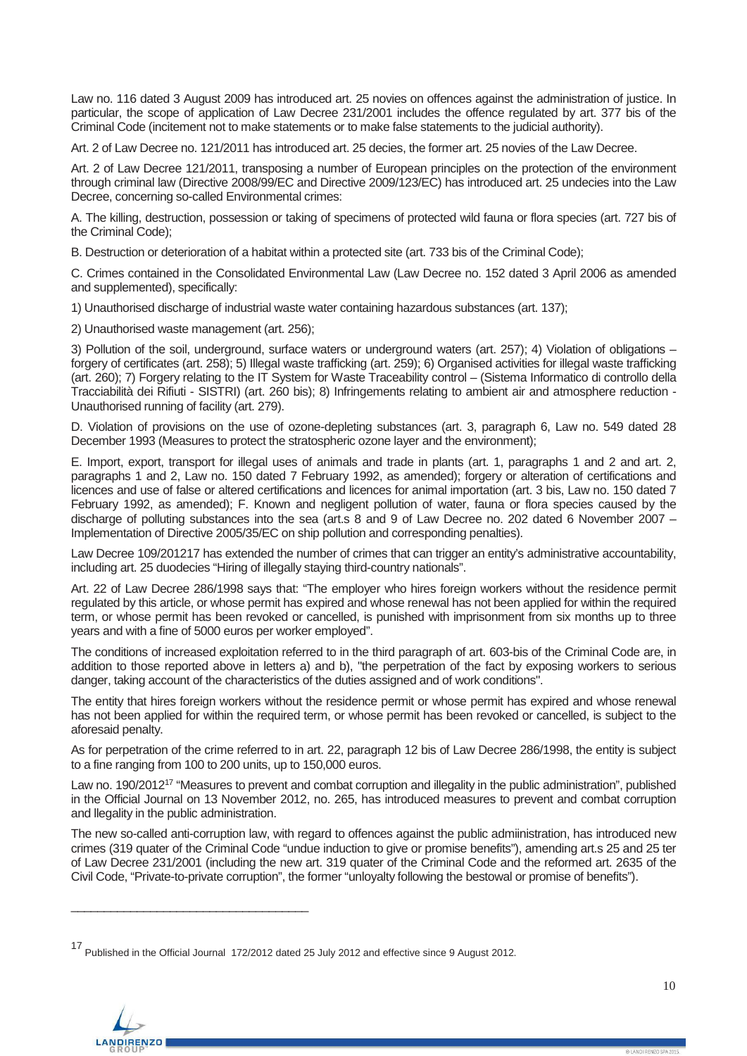Law no. 116 dated 3 August 2009 has introduced art. 25 novies on offences against the administration of justice. In particular, the scope of application of Law Decree 231/2001 includes the offence regulated by art. 377 bis of the Criminal Code (incitement not to make statements or to make false statements to the judicial authority).

Art. 2 of Law Decree no. 121/2011 has introduced art. 25 decies, the former art. 25 novies of the Law Decree.

Art. 2 of Law Decree 121/2011, transposing a number of European principles on the protection of the environment through criminal law (Directive 2008/99/EC and Directive 2009/123/EC) has introduced art. 25 undecies into the Law Decree, concerning so-called Environmental crimes:

A. The killing, destruction, possession or taking of specimens of protected wild fauna or flora species (art. 727 bis of the Criminal Code);

B. Destruction or deterioration of a habitat within a protected site (art. 733 bis of the Criminal Code);

C. Crimes contained in the Consolidated Environmental Law (Law Decree no. 152 dated 3 April 2006 as amended and supplemented), specifically:

1) Unauthorised discharge of industrial waste water containing hazardous substances (art. 137);

2) Unauthorised waste management (art. 256);

3) Pollution of the soil, underground, surface waters or underground waters (art. 257); 4) Violation of obligations – forgery of certificates (art. 258); 5) Illegal waste trafficking (art. 259); 6) Organised activities for illegal waste trafficking (art. 260); 7) Forgery relating to the IT System for Waste Traceability control – (Sistema Informatico di controllo della Tracciabilità dei Rifiuti - SISTRI) (art. 260 bis); 8) Infringements relating to ambient air and atmosphere reduction - Unauthorised running of facility (art. 279).

D. Violation of provisions on the use of ozone-depleting substances (art. 3, paragraph 6, Law no. 549 dated 28 December 1993 (Measures to protect the stratospheric ozone layer and the environment);

E. Import, export, transport for illegal uses of animals and trade in plants (art. 1, paragraphs 1 and 2 and art. 2, paragraphs 1 and 2, Law no. 150 dated 7 February 1992, as amended); forgery or alteration of certifications and licences and use of false or altered certifications and licences for animal importation (art. 3 bis, Law no. 150 dated 7 February 1992, as amended); F. Known and negligent pollution of water, fauna or flora species caused by the discharge of polluting substances into the sea (art.s 8 and 9 of Law Decree no. 202 dated 6 November 2007 – Implementation of Directive 2005/35/EC on ship pollution and corresponding penalties).

Law Decree 109/201217 has extended the number of crimes that can trigger an entity's administrative accountability, including art. 25 duodecies "Hiring of illegally staying third-country nationals".

Art. 22 of Law Decree 286/1998 says that: "The employer who hires foreign workers without the residence permit regulated by this article, or whose permit has expired and whose renewal has not been applied for within the required term, or whose permit has been revoked or cancelled, is punished with imprisonment from six months up to three years and with a fine of 5000 euros per worker employed".

The conditions of increased exploitation referred to in the third paragraph of art. 603-bis of the Criminal Code are, in addition to those reported above in letters a) and b), "the perpetration of the fact by exposing workers to serious danger, taking account of the characteristics of the duties assigned and of work conditions".

The entity that hires foreign workers without the residence permit or whose permit has expired and whose renewal has not been applied for within the required term, or whose permit has been revoked or cancelled, is subject to the aforesaid penalty.

As for perpetration of the crime referred to in art. 22, paragraph 12 bis of Law Decree 286/1998, the entity is subject to a fine ranging from 100 to 200 units, up to 150,000 euros.

Law no. 190/2012[17] "Measures to prevent and combat corruption and illegality in the public administration", published in the Official Journal on 13 November 2012, no. 265, has introduced measures to prevent and combat corruption and llegality in the public administration.

The new so-called anti-corruption law, with regard to offences against the public admiinistration, has introduced new crimes (319 quater of the Criminal Code "undue induction to give or promise benefits"), amending art.s 25 and 25 ter of Law Decree 231/2001 (including the new art. 319 quater of the Criminal Code and the reformed art. 2635 of the Civil Code, "Private-to-private corruption", the former "unloyalty following the bestowal or promise of benefits").

---

[17] Published in the Official Journal 172/2012 dated 25 July 2012 and effective since 9 August 2012.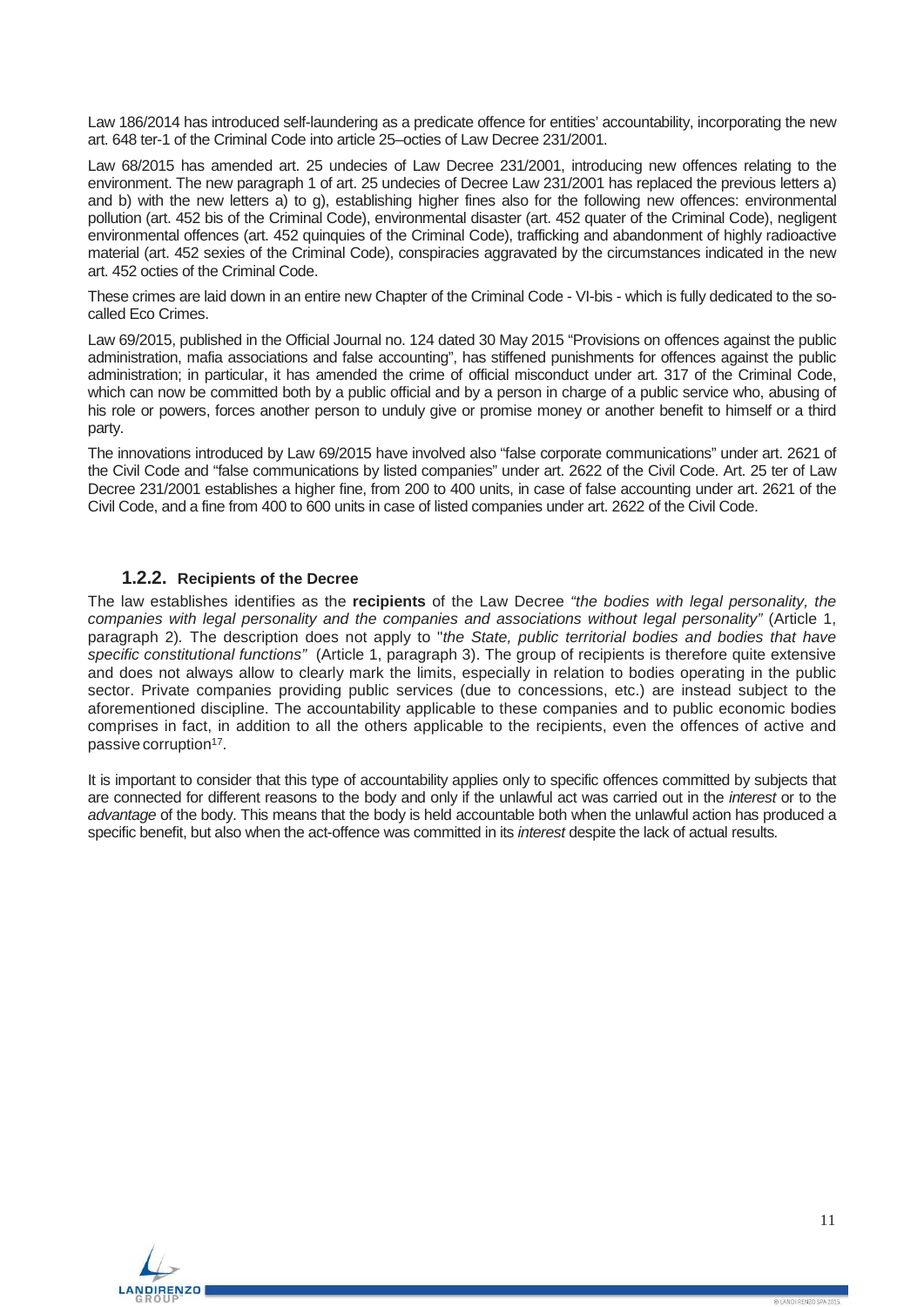Law 186/2014 has introduced self-laundering as a predicate offence for entities' accountability, incorporating the new art. 648 ter-1 of the Criminal Code into article 25–octies of Law Decree 231/2001.

Law 68/2015 has amended art. 25 undecies of Law Decree 231/2001, introducing new offences relating to the environment. The new paragraph 1 of art. 25 undecies of Decree Law 231/2001 has replaced the previous letters a) and b) with the new letters a) to g), establishing higher fines also for the following new offences: environmental pollution (art. 452 bis of the Criminal Code), environmental disaster (art. 452 quater of the Criminal Code), negligent environmental offences (art. 452 quinquies of the Criminal Code), trafficking and abandonment of highly radioactive material (art. 452 sexies of the Criminal Code), conspiracies aggravated by the circumstances indicated in the new art. 452 octies of the Criminal Code.

These crimes are laid down in an entire new Chapter of the Criminal Code - VI-bis - which is fully dedicated to the so-called Eco Crimes.

Law 69/2015, published in the Official Journal no. 124 dated 30 May 2015 "Provisions on offences against the public administration, mafia associations and false accounting", has stiffened punishments for offences against the public administration; in particular, it has amended the crime of official misconduct under art. 317 of the Criminal Code, which can now be committed both by a public official and by a person in charge of a public service who, abusing of his role or powers, forces another person to unduly give or promise money or another benefit to himself or a third party.

The innovations introduced by Law 69/2015 have involved also "false corporate communications" under art. 2621 of the Civil Code and "false communications by listed companies" under art. 2622 of the Civil Code. Art. 25 ter of Law Decree 231/2001 establishes a higher fine, from 200 to 400 units, in case of false accounting under art. 2621 of the Civil Code, and a fine from 400 to 600 units in case of listed companies under art. 2622 of the Civil Code.

### 1.2.2. Recipients of the Decree

The law establishes identifies as the **recipients** of the Law Decree *"the bodies with legal personality, the companies with legal personality and the companies and associations without legal personality"* (Article 1, paragraph 2). The description does not apply to "*the State, public territorial bodies and bodies that have specific constitutional functions"* (Article 1, paragraph 3). The group of recipients is therefore quite extensive and does not always allow to clearly mark the limits, especially in relation to bodies operating in the public sector. Private companies providing public services (due to concessions, etc.) are instead subject to the aforementioned discipline. The accountability applicable to these companies and to public economic bodies comprises in fact, in addition to all the others applicable to the recipients, even the offences of active and passive corruption[17].

It is important to consider that this type of accountability applies only to specific offences committed by subjects that are connected for different reasons to the body and only if the unlawful act was carried out in the *interest* or to the *advantage* of the body. This means that the body is held accountable both when the unlawful action has produced a specific benefit, but also when the act-offence was committed in its *interest* despite the lack of actual results.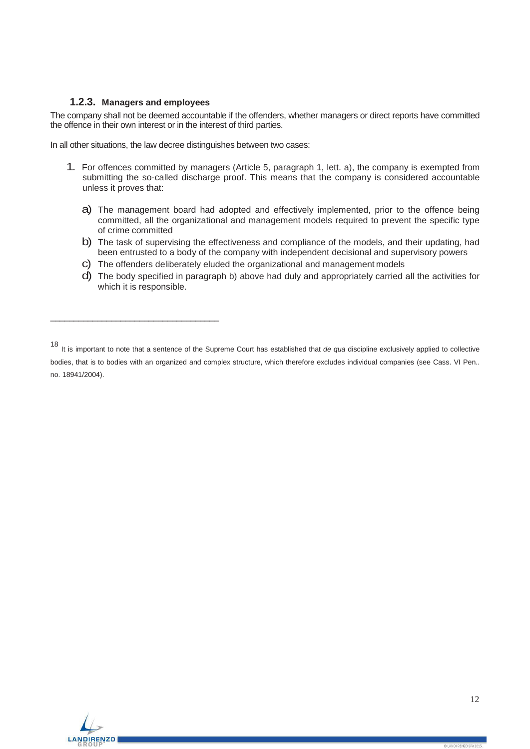### 1.2.3. Managers and employees

The company shall not be deemed accountable if the offenders, whether managers or direct reports have committed the offence in their own interest or in the interest of third parties.

In all other situations, the law decree distinguishes between two cases:

1. For offences committed by managers (Article 5, paragraph 1, lett. a), the company is exempted from submitting the so-called discharge proof. This means that the company is considered accountable unless it proves that:

   a) The management board had adopted and effectively implemented, prior to the offence being committed, all the organizational and management models required to prevent the specific type of crime committed

   b) The task of supervising the effectiveness and compliance of the models, and their updating, had been entrusted to a body of the company with independent decisional and supervisory powers

   c) The offenders deliberately eluded the organizational and management models

   d) The body specified in paragraph b) above had duly and appropriately carried all the activities for which it is responsible.

---

[18] It is important to note that a sentence of the Supreme Court has established that *de qua* discipline exclusively applied to collective bodies, that is to bodies with an organized and complex structure, which therefore excludes individual companies (see Cass. VI Pen.. no. 18941/2004).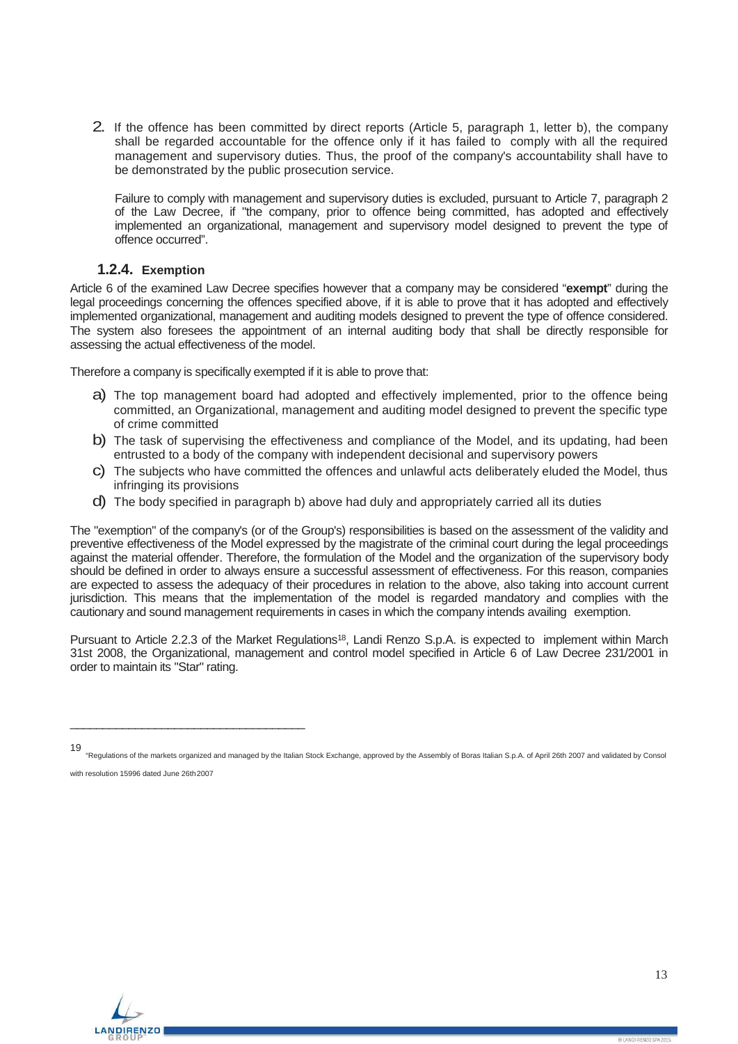2. If the offence has been committed by direct reports (Article 5, paragraph 1, letter b), the company shall be regarded accountable for the offence only if it has failed to comply with all the required management and supervisory duties. Thus, the proof of the company's accountability shall have to be demonstrated by the public prosecution service.

   Failure to comply with management and supervisory duties is excluded, pursuant to Article 7, paragraph 2 of the Law Decree, if "the company, prior to offence being committed, has adopted and effectively implemented an organizational, management and supervisory model designed to prevent the type of offence occurred".

### 1.2.4. Exemption

Article 6 of the examined Law Decree specifies however that a company may be considered "**exempt**" during the legal proceedings concerning the offences specified above, if it is able to prove that it has adopted and effectively implemented organizational, management and auditing models designed to prevent the type of offence considered. The system also foresees the appointment of an internal auditing body that shall be directly responsible for assessing the actual effectiveness of the model.

Therefore a company is specifically exempted if it is able to prove that:

a) The top management board had adopted and effectively implemented, prior to the offence being committed, an Organizational, management and auditing model designed to prevent the specific type of crime committed

b) The task of supervising the effectiveness and compliance of the Model, and its updating, had been entrusted to a body of the company with independent decisional and supervisory powers

c) The subjects who have committed the offences and unlawful acts deliberately eluded the Model, thus infringing its provisions

d) The body specified in paragraph b) above had duly and appropriately carried all its duties

The "exemption" of the company's (or of the Group's) responsibilities is based on the assessment of the validity and preventive effectiveness of the Model expressed by the magistrate of the criminal court during the legal proceedings against the material offender. Therefore, the formulation of the Model and the organization of the supervisory body should be defined in order to always ensure a successful assessment of effectiveness. For this reason, companies are expected to assess the adequacy of their procedures in relation to the above, also taking into account current jurisdiction. This means that the implementation of the model is regarded mandatory and complies with the cautionary and sound management requirements in cases in which the company intends availing exemption.

Pursuant to Article 2.2.3 of the Market Regulations[18], Landi Renzo S.p.A. is expected to implement within March 31st 2008, the Organizational, management and control model specified in Article 6 of Law Decree 231/2001 in order to maintain its "Star" rating.

---

19 "Regulations of the markets organized and managed by the Italian Stock Exchange, approved by the Assembly of Boras Italian S.p.A. of April 26th 2007 and validated by Consol with resolution 15996 dated June 26th 2007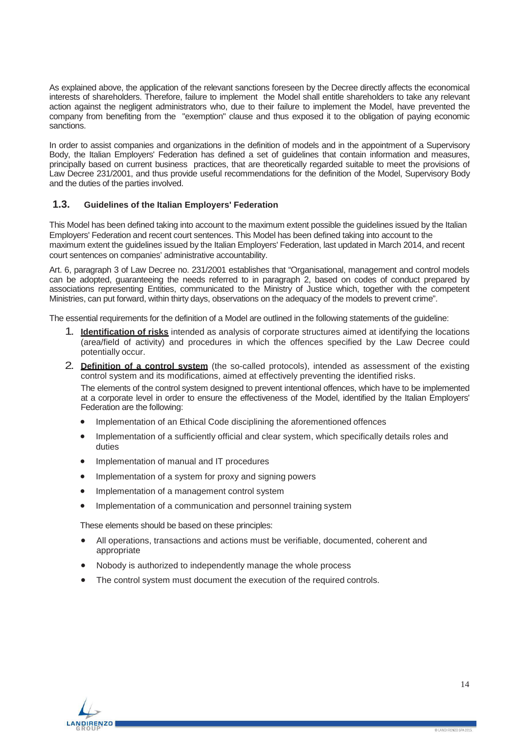As explained above, the application of the relevant sanctions foreseen by the Decree directly affects the economical interests of shareholders. Therefore, failure to implement the Model shall entitle shareholders to take any relevant action against the negligent administrators who, due to their failure to implement the Model, have prevented the company from benefiting from the "exemption" clause and thus exposed it to the obligation of paying economic sanctions.

In order to assist companies and organizations in the definition of models and in the appointment of a Supervisory Body, the Italian Employers' Federation has defined a set of guidelines that contain information and measures, principally based on current business practices, that are theoretically regarded suitable to meet the provisions of Law Decree 231/2001, and thus provide useful recommendations for the definition of the Model, Supervisory Body and the duties of the parties involved.

## 1.3. Guidelines of the Italian Employers' Federation

This Model has been defined taking into account to the maximum extent possible the guidelines issued by the Italian Employers' Federation and recent court sentences. This Model has been defined taking into account to the maximum extent the guidelines issued by the Italian Employers' Federation, last updated in March 2014, and recent court sentences on companies' administrative accountability.

Art. 6, paragraph 3 of Law Decree no. 231/2001 establishes that "Organisational, management and control models can be adopted, guaranteeing the needs referred to in paragraph 2, based on codes of conduct prepared by associations representing Entities, communicated to the Ministry of Justice which, together with the competent Ministries, can put forward, within thirty days, observations on the adequacy of the models to prevent crime".

The essential requirements for the definition of a Model are outlined in the following statements of the guideline:

1. **Identification of risks** intended as analysis of corporate structures aimed at identifying the locations (area/field of activity) and procedures in which the offences specified by the Law Decree could potentially occur.
2. **Definition of a control system** (the so-called protocols), intended as assessment of the existing control system and its modifications, aimed at effectively preventing the identified risks.

   The elements of the control system designed to prevent intentional offences, which have to be implemented at a corporate level in order to ensure the effectiveness of the Model, identified by the Italian Employers' Federation are the following:

   - Implementation of an Ethical Code disciplining the aforementioned offences
   - Implementation of a sufficiently official and clear system, which specifically details roles and duties
   - Implementation of manual and IT procedures
   - Implementation of a system for proxy and signing powers
   - Implementation of a management control system
   - Implementation of a communication and personnel training system

   These elements should be based on these principles:

   - All operations, transactions and actions must be verifiable, documented, coherent and appropriate
   - Nobody is authorized to independently manage the whole process
   - The control system must document the execution of the required controls.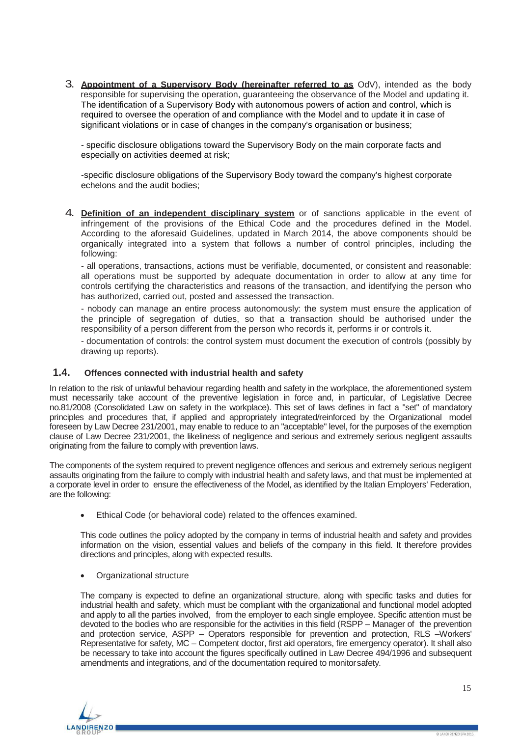3. **Appointment of a Supervisory Body (hereinafter referred to as** OdV), intended as the body responsible for supervising the operation, guaranteeing the observance of the Model and updating it. The identification of a Supervisory Body with autonomous powers of action and control, which is required to oversee the operation of and compliance with the Model and to update it in case of significant violations or in case of changes in the company's organisation or business;

   - specific disclosure obligations toward the Supervisory Body on the main corporate facts and especially on activities deemed at risk;

   -specific disclosure obligations of the Supervisory Body toward the company's highest corporate echelons and the audit bodies;

4. **Definition of an independent disciplinary system** or of sanctions applicable in the event of infringement of the provisions of the Ethical Code and the procedures defined in the Model. According to the aforesaid Guidelines, updated in March 2014, the above components should be organically integrated into a system that follows a number of control principles, including the following:

   - all operations, transactions, actions must be verifiable, documented, or consistent and reasonable: all operations must be supported by adequate documentation in order to allow at any time for controls certifying the characteristics and reasons of the transaction, and identifying the person who has authorized, carried out, posted and assessed the transaction.

   - nobody can manage an entire process autonomously: the system must ensure the application of the principle of segregation of duties, so that a transaction should be authorised under the responsibility of a person different from the person who records it, performs ir or controls it.

   - documentation of controls: the control system must document the execution of controls (possibly by drawing up reports).

## 1.4. Offences connected with industrial health and safety

In relation to the risk of unlawful behaviour regarding health and safety in the workplace, the aforementioned system must necessarily take account of the preventive legislation in force and, in particular, of Legislative Decree no.81/2008 (Consolidated Law on safety in the workplace). This set of laws defines in fact a "set" of mandatory principles and procedures that, if applied and appropriately integrated/reinforced by the Organizational model foreseen by Law Decree 231/2001, may enable to reduce to an "acceptable" level, for the purposes of the exemption clause of Law Decree 231/2001, the likeliness of negligence and serious and extremely serious negligent assaults originating from the failure to comply with prevention laws.

The components of the system required to prevent negligence offences and serious and extremely serious negligent assaults originating from the failure to comply with industrial health and safety laws, and that must be implemented at a corporate level in order to ensure the effectiveness of the Model, as identified by the Italian Employers' Federation, are the following:

- Ethical Code (or behavioral code) related to the offences examined.

  This code outlines the policy adopted by the company in terms of industrial health and safety and provides information on the vision, essential values and beliefs of the company in this field. It therefore provides directions and principles, along with expected results.

- Organizational structure

  The company is expected to define an organizational structure, along with specific tasks and duties for industrial health and safety, which must be compliant with the organizational and functional model adopted and apply to all the parties involved, from the employer to each single employee. Specific attention must be devoted to the bodies who are responsible for the activities in this field (RSPP – Manager of the prevention and protection service, ASPP – Operators responsible for prevention and protection, RLS –Workers' Representative for safety, MC – Competent doctor, first aid operators, fire emergency operator). It shall also be necessary to take into account the figures specifically outlined in Law Decree 494/1996 and subsequent amendments and integrations, and of the documentation required to monitor safety.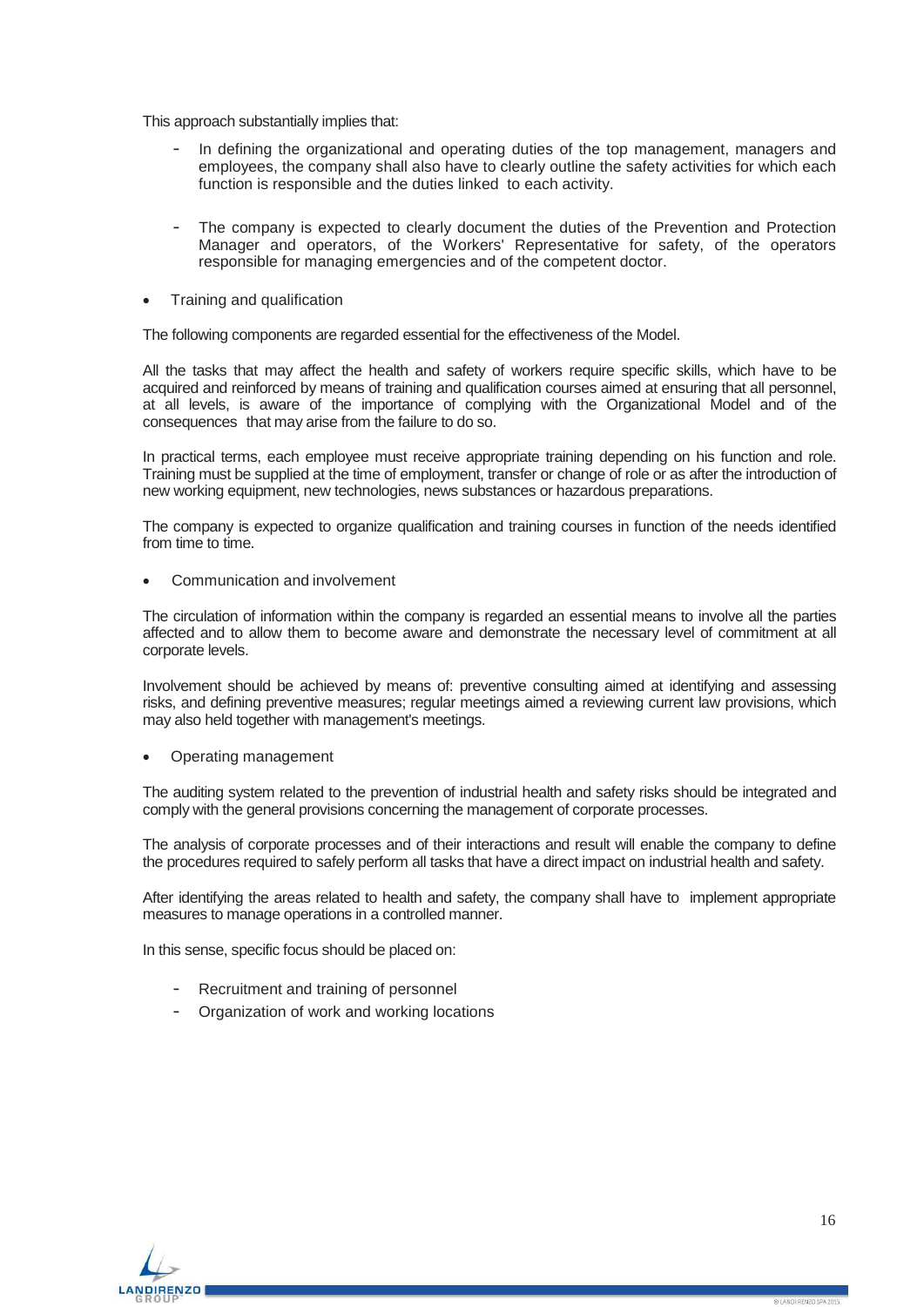This approach substantially implies that:

- In defining the organizational and operating duties of the top management, managers and employees, the company shall also have to clearly outline the safety activities for which each function is responsible and the duties linked to each activity.

- The company is expected to clearly document the duties of the Prevention and Protection Manager and operators, of the Workers' Representative for safety, of the operators responsible for managing emergencies and of the competent doctor.

- Training and qualification

The following components are regarded essential for the effectiveness of the Model.

All the tasks that may affect the health and safety of workers require specific skills, which have to be acquired and reinforced by means of training and qualification courses aimed at ensuring that all personnel, at all levels, is aware of the importance of complying with the Organizational Model and of the consequences that may arise from the failure to do so.

In practical terms, each employee must receive appropriate training depending on his function and role. Training must be supplied at the time of employment, transfer or change of role or as after the introduction of new working equipment, new technologies, news substances or hazardous preparations.

The company is expected to organize qualification and training courses in function of the needs identified from time to time.

- Communication and involvement

The circulation of information within the company is regarded an essential means to involve all the parties affected and to allow them to become aware and demonstrate the necessary level of commitment at all corporate levels.

Involvement should be achieved by means of: preventive consulting aimed at identifying and assessing risks, and defining preventive measures; regular meetings aimed a reviewing current law provisions, which may also held together with management's meetings.

- Operating management

The auditing system related to the prevention of industrial health and safety risks should be integrated and comply with the general provisions concerning the management of corporate processes.

The analysis of corporate processes and of their interactions and result will enable the company to define the procedures required to safely perform all tasks that have a direct impact on industrial health and safety.

After identifying the areas related to health and safety, the company shall have to implement appropriate measures to manage operations in a controlled manner.

In this sense, specific focus should be placed on:

- Recruitment and training of personnel
- Organization of work and working locations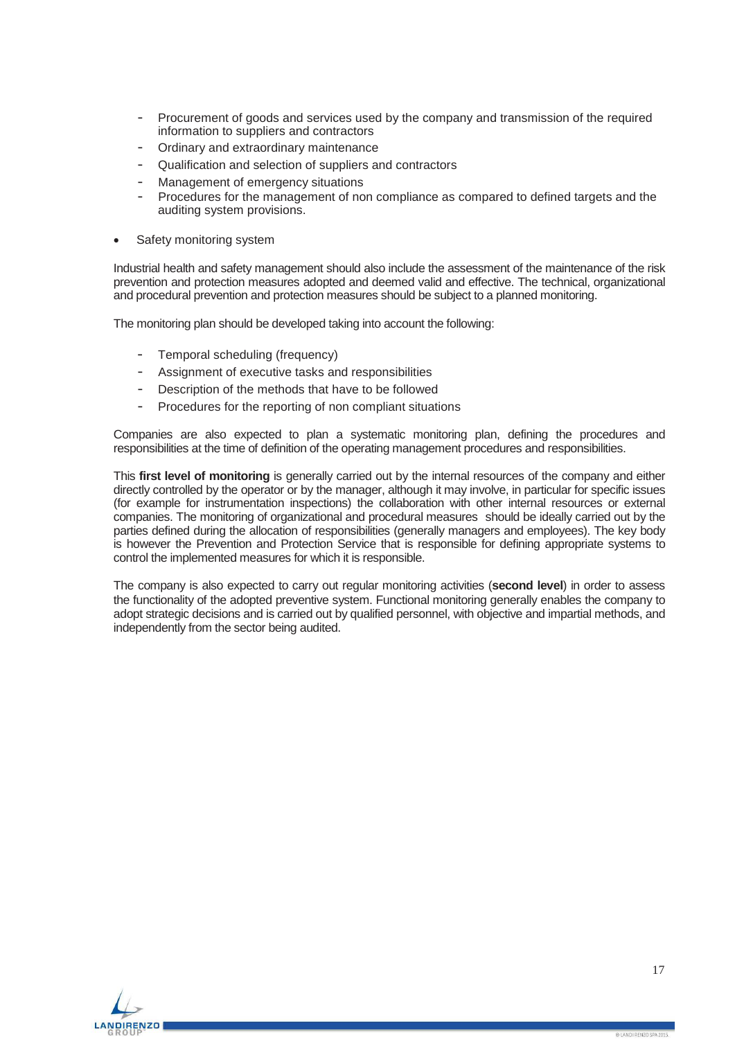- Procurement of goods and services used by the company and transmission of the required information to suppliers and contractors
- Ordinary and extraordinary maintenance
- Qualification and selection of suppliers and contractors
- Management of emergency situations
- Procedures for the management of non compliance as compared to defined targets and the auditing system provisions.

- Safety monitoring system

Industrial health and safety management should also include the assessment of the maintenance of the risk prevention and protection measures adopted and deemed valid and effective. The technical, organizational and procedural prevention and protection measures should be subject to a planned monitoring.

The monitoring plan should be developed taking into account the following:

- Temporal scheduling (frequency)
- Assignment of executive tasks and responsibilities
- Description of the methods that have to be followed
- Procedures for the reporting of non compliant situations

Companies are also expected to plan a systematic monitoring plan, defining the procedures and responsibilities at the time of definition of the operating management procedures and responsibilities.

This **first level of monitoring** is generally carried out by the internal resources of the company and either directly controlled by the operator or by the manager, although it may involve, in particular for specific issues (for example for instrumentation inspections) the collaboration with other internal resources or external companies. The monitoring of organizational and procedural measures should be ideally carried out by the parties defined during the allocation of responsibilities (generally managers and employees). The key body is however the Prevention and Protection Service that is responsible for defining appropriate systems to control the implemented measures for which it is responsible.

The company is also expected to carry out regular monitoring activities (**second level**) in order to assess the functionality of the adopted preventive system. Functional monitoring generally enables the company to adopt strategic decisions and is carried out by qualified personnel, with objective and impartial methods, and independently from the sector being audited.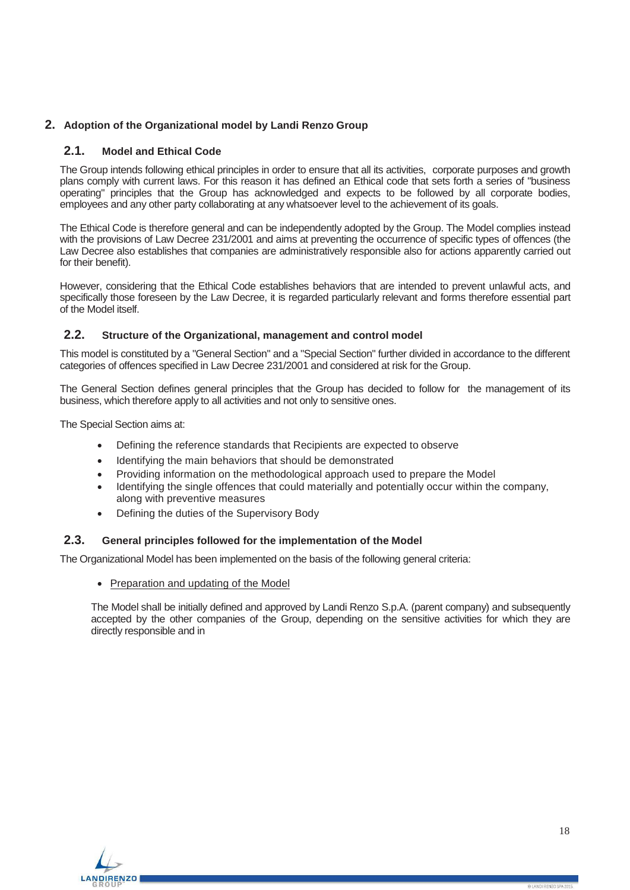# 2. Adoption of the Organizational model by Landi Renzo Group

## 2.1. Model and Ethical Code

The Group intends following ethical principles in order to ensure that all its activities, corporate purposes and growth plans comply with current laws. For this reason it has defined an Ethical code that sets forth a series of "business operating" principles that the Group has acknowledged and expects to be followed by all corporate bodies, employees and any other party collaborating at any whatsoever level to the achievement of its goals.

The Ethical Code is therefore general and can be independently adopted by the Group. The Model complies instead with the provisions of Law Decree 231/2001 and aims at preventing the occurrence of specific types of offences (the Law Decree also establishes that companies are administratively responsible also for actions apparently carried out for their benefit).

However, considering that the Ethical Code establishes behaviors that are intended to prevent unlawful acts, and specifically those foreseen by the Law Decree, it is regarded particularly relevant and forms therefore essential part of the Model itself.

## 2.2. Structure of the Organizational, management and control model

This model is constituted by a "General Section" and a "Special Section" further divided in accordance to the different categories of offences specified in Law Decree 231/2001 and considered at risk for the Group.

The General Section defines general principles that the Group has decided to follow for the management of its business, which therefore apply to all activities and not only to sensitive ones.

The Special Section aims at:

- Defining the reference standards that Recipients are expected to observe
- Identifying the main behaviors that should be demonstrated
- Providing information on the methodological approach used to prepare the Model
- Identifying the single offences that could materially and potentially occur within the company, along with preventive measures
- Defining the duties of the Supervisory Body

## 2.3. General principles followed for the implementation of the Model

The Organizational Model has been implemented on the basis of the following general criteria:

- Preparation and updating of the Model

The Model shall be initially defined and approved by Landi Renzo S.p.A. (parent company) and subsequently accepted by the other companies of the Group, depending on the sensitive activities for which they are directly responsible and in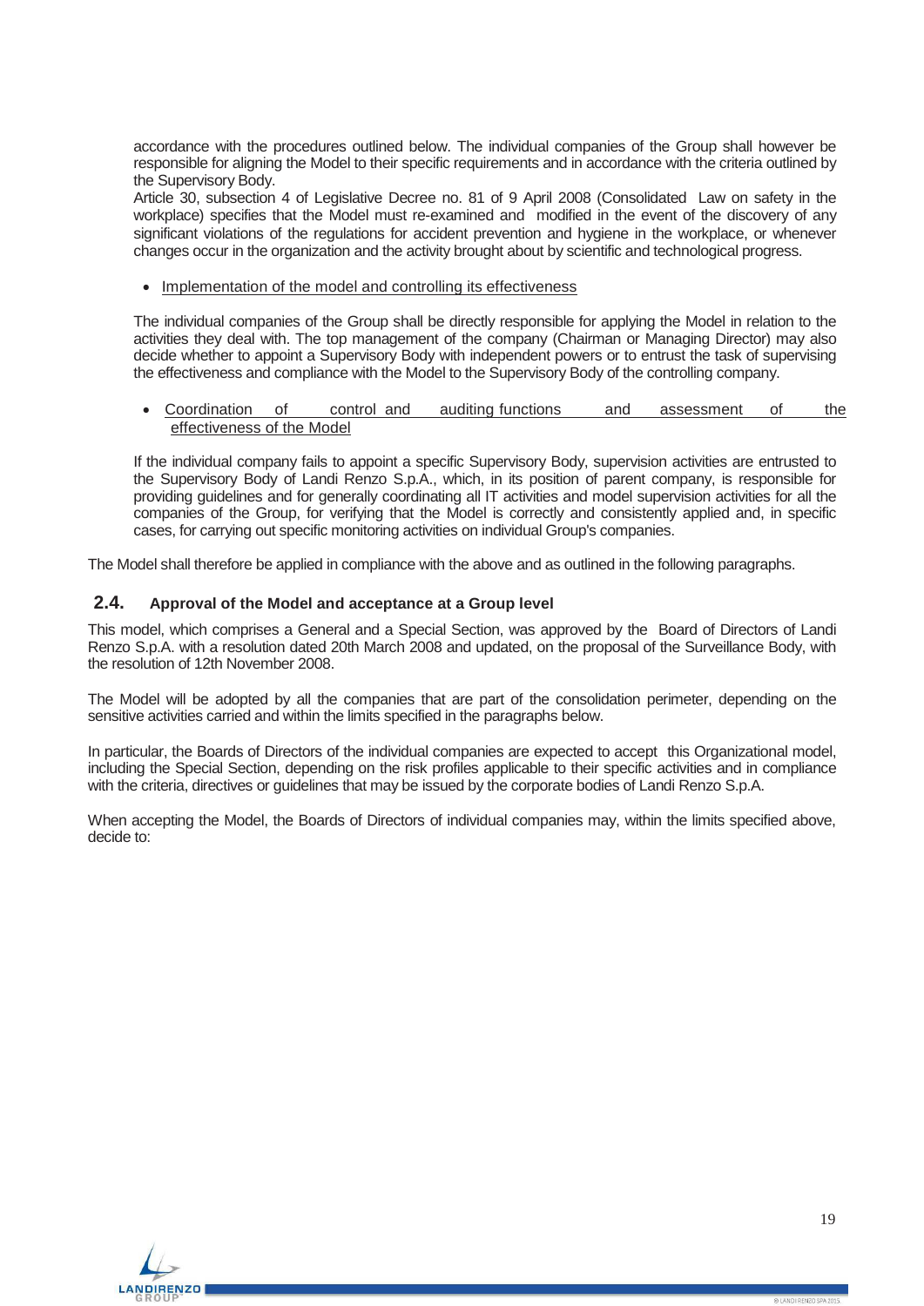accordance with the procedures outlined below. The individual companies of the Group shall however be responsible for aligning the Model to their specific requirements and in accordance with the criteria outlined by the Supervisory Body.
Article 30, subsection 4 of Legislative Decree no. 81 of 9 April 2008 (Consolidated Law on safety in the workplace) specifies that the Model must re-examined and modified in the event of the discovery of any significant violations of the regulations for accident prevention and hygiene in the workplace, or whenever changes occur in the organization and the activity brought about by scientific and technological progress.

- Implementation of the model and controlling its effectiveness

The individual companies of the Group shall be directly responsible for applying the Model in relation to the activities they deal with. The top management of the company (Chairman or Managing Director) may also decide whether to appoint a Supervisory Body with independent powers or to entrust the task of supervising the effectiveness and compliance with the Model to the Supervisory Body of the controlling company.

- Coordination of control and auditing functions and assessment of the effectiveness of the Model

If the individual company fails to appoint a specific Supervisory Body, supervision activities are entrusted to the Supervisory Body of Landi Renzo S.p.A., which, in its position of parent company, is responsible for providing guidelines and for generally coordinating all IT activities and model supervision activities for all the companies of the Group, for verifying that the Model is correctly and consistently applied and, in specific cases, for carrying out specific monitoring activities on individual Group's companies.

The Model shall therefore be applied in compliance with the above and as outlined in the following paragraphs.

## 2.4. Approval of the Model and acceptance at a Group level

This model, which comprises a General and a Special Section, was approved by the Board of Directors of Landi Renzo S.p.A. with a resolution dated 20th March 2008 and updated, on the proposal of the Surveillance Body, with the resolution of 12th November 2008.

The Model will be adopted by all the companies that are part of the consolidation perimeter, depending on the sensitive activities carried and within the limits specified in the paragraphs below.

In particular, the Boards of Directors of the individual companies are expected to accept this Organizational model, including the Special Section, depending on the risk profiles applicable to their specific activities and in compliance with the criteria, directives or guidelines that may be issued by the corporate bodies of Landi Renzo S.p.A.

When accepting the Model, the Boards of Directors of individual companies may, within the limits specified above, decide to: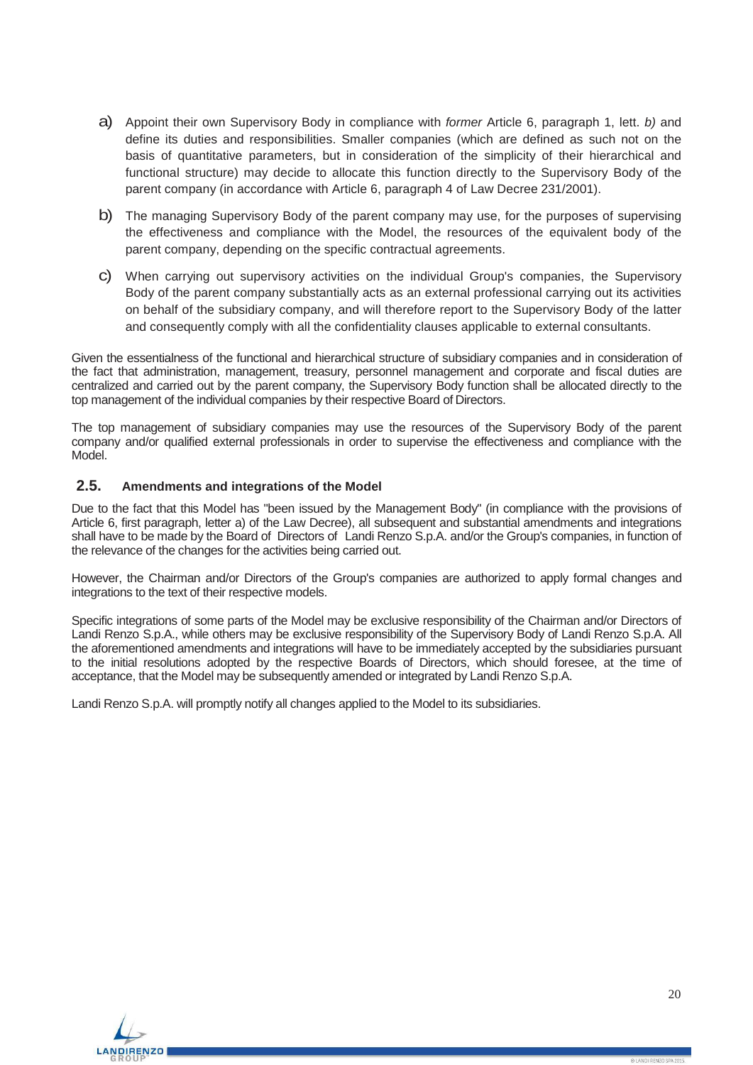a) Appoint their own Supervisory Body in compliance with *former* Article 6, paragraph 1, lett. *b)* and define its duties and responsibilities. Smaller companies (which are defined as such not on the basis of quantitative parameters, but in consideration of the simplicity of their hierarchical and functional structure) may decide to allocate this function directly to the Supervisory Body of the parent company (in accordance with Article 6, paragraph 4 of Law Decree 231/2001).

b) The managing Supervisory Body of the parent company may use, for the purposes of supervising the effectiveness and compliance with the Model, the resources of the equivalent body of the parent company, depending on the specific contractual agreements.

c) When carrying out supervisory activities on the individual Group's companies, the Supervisory Body of the parent company substantially acts as an external professional carrying out its activities on behalf of the subsidiary company, and will therefore report to the Supervisory Body of the latter and consequently comply with all the confidentiality clauses applicable to external consultants.

Given the essentialness of the functional and hierarchical structure of subsidiary companies and in consideration of the fact that administration, management, treasury, personnel management and corporate and fiscal duties are centralized and carried out by the parent company, the Supervisory Body function shall be allocated directly to the top management of the individual companies by their respective Board of Directors.

The top management of subsidiary companies may use the resources of the Supervisory Body of the parent company and/or qualified external professionals in order to supervise the effectiveness and compliance with the Model.

## 2.5. Amendments and integrations of the Model

Due to the fact that this Model has "been issued by the Management Body" (in compliance with the provisions of Article 6, first paragraph, letter a) of the Law Decree), all subsequent and substantial amendments and integrations shall have to be made by the Board of Directors of Landi Renzo S.p.A. and/or the Group's companies, in function of the relevance of the changes for the activities being carried out.

However, the Chairman and/or Directors of the Group's companies are authorized to apply formal changes and integrations to the text of their respective models.

Specific integrations of some parts of the Model may be exclusive responsibility of the Chairman and/or Directors of Landi Renzo S.p.A., while others may be exclusive responsibility of the Supervisory Body of Landi Renzo S.p.A. All the aforementioned amendments and integrations will have to be immediately accepted by the subsidiaries pursuant to the initial resolutions adopted by the respective Boards of Directors, which should foresee, at the time of acceptance, that the Model may be subsequently amended or integrated by Landi Renzo S.p.A.

Landi Renzo S.p.A. will promptly notify all changes applied to the Model to its subsidiaries.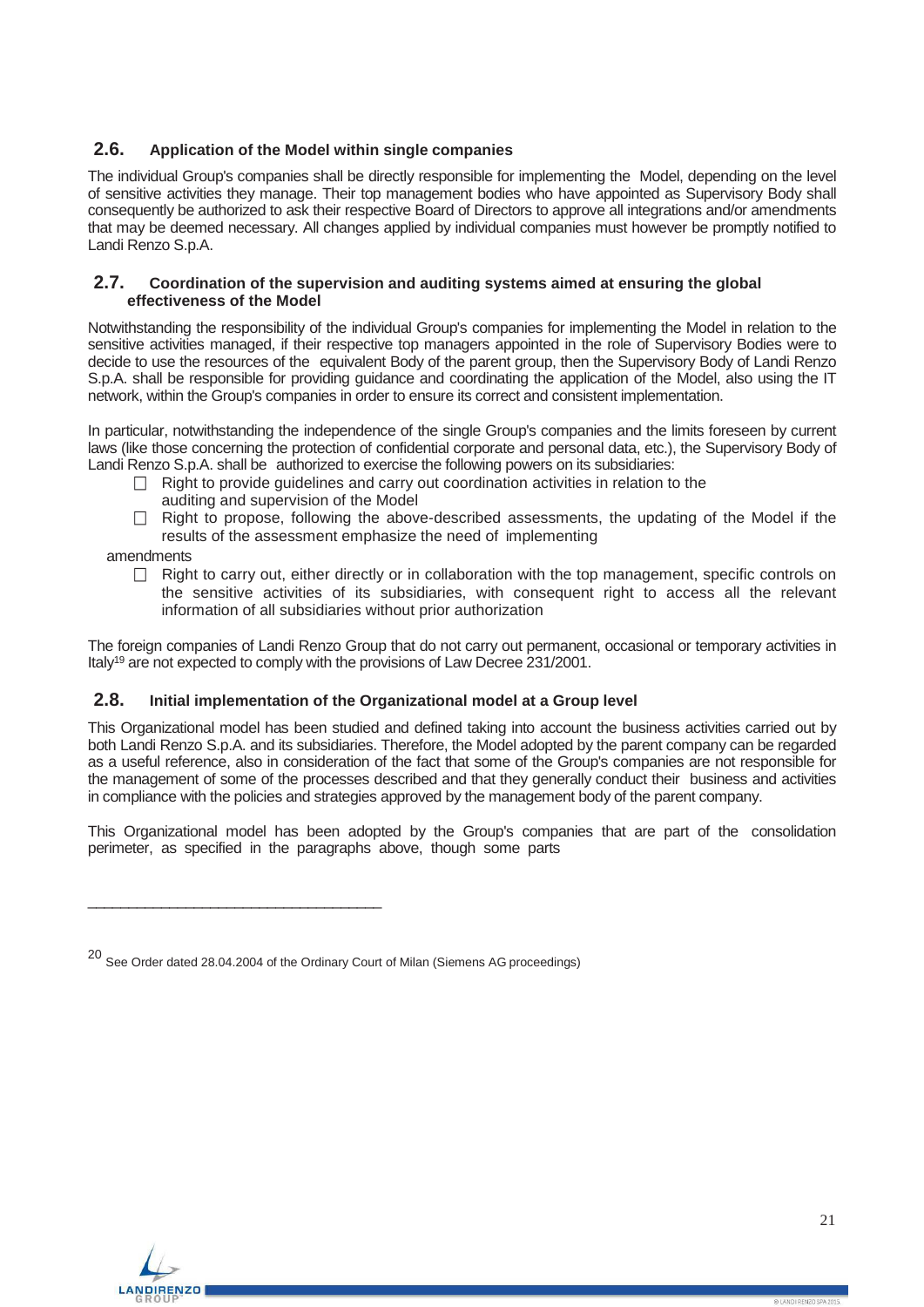## 2.6. Application of the Model within single companies

The individual Group's companies shall be directly responsible for implementing the Model, depending on the level of sensitive activities they manage. Their top management bodies who have appointed as Supervisory Body shall consequently be authorized to ask their respective Board of Directors to approve all integrations and/or amendments that may be deemed necessary. All changes applied by individual companies must however be promptly notified to Landi Renzo S.p.A.

## 2.7. Coordination of the supervision and auditing systems aimed at ensuring the global effectiveness of the Model

Notwithstanding the responsibility of the individual Group's companies for implementing the Model in relation to the sensitive activities managed, if their respective top managers appointed in the role of Supervisory Bodies were to decide to use the resources of the equivalent Body of the parent group, then the Supervisory Body of Landi Renzo S.p.A. shall be responsible for providing guidance and coordinating the application of the Model, also using the IT network, within the Group's companies in order to ensure its correct and consistent implementation.

In particular, notwithstanding the independence of the single Group's companies and the limits foreseen by current laws (like those concerning the protection of confidential corporate and personal data, etc.), the Supervisory Body of Landi Renzo S.p.A. shall be authorized to exercise the following powers on its subsidiaries:

- Right to provide guidelines and carry out coordination activities in relation to the auditing and supervision of the Model
- Right to propose, following the above-described assessments, the updating of the Model if the results of the assessment emphasize the need of implementing amendments
- Right to carry out, either directly or in collaboration with the top management, specific controls on the sensitive activities of its subsidiaries, with consequent right to access all the relevant information of all subsidiaries without prior authorization

The foreign companies of Landi Renzo Group that do not carry out permanent, occasional or temporary activities in Italy[19] are not expected to comply with the provisions of Law Decree 231/2001.

## 2.8. Initial implementation of the Organizational model at a Group level

This Organizational model has been studied and defined taking into account the business activities carried out by both Landi Renzo S.p.A. and its subsidiaries. Therefore, the Model adopted by the parent company can be regarded as a useful reference, also in consideration of the fact that some of the Group's companies are not responsible for the management of some of the processes described and that they generally conduct their business and activities in compliance with the policies and strategies approved by the management body of the parent company.

This Organizational model has been adopted by the Group's companies that are part of the consolidation perimeter, as specified in the paragraphs above, though some parts

---

[20] See Order dated 28.04.2004 of the Ordinary Court of Milan (Siemens AG proceedings)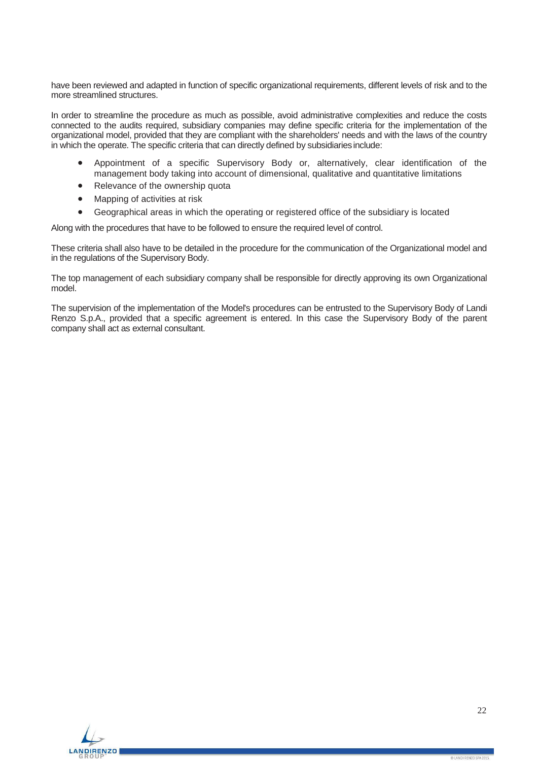have been reviewed and adapted in function of specific organizational requirements, different levels of risk and to the more streamlined structures.

In order to streamline the procedure as much as possible, avoid administrative complexities and reduce the costs connected to the audits required, subsidiary companies may define specific criteria for the implementation of the organizational model, provided that they are compliant with the shareholders' needs and with the laws of the country in which the operate. The specific criteria that can directly defined by subsidiaries include:

- Appointment of a specific Supervisory Body or, alternatively, clear identification of the management body taking into account of dimensional, qualitative and quantitative limitations
- Relevance of the ownership quota
- Mapping of activities at risk
- Geographical areas in which the operating or registered office of the subsidiary is located

Along with the procedures that have to be followed to ensure the required level of control.

These criteria shall also have to be detailed in the procedure for the communication of the Organizational model and in the regulations of the Supervisory Body.

The top management of each subsidiary company shall be responsible for directly approving its own Organizational model.

The supervision of the implementation of the Model's procedures can be entrusted to the Supervisory Body of Landi Renzo S.p.A., provided that a specific agreement is entered. In this case the Supervisory Body of the parent company shall act as external consultant.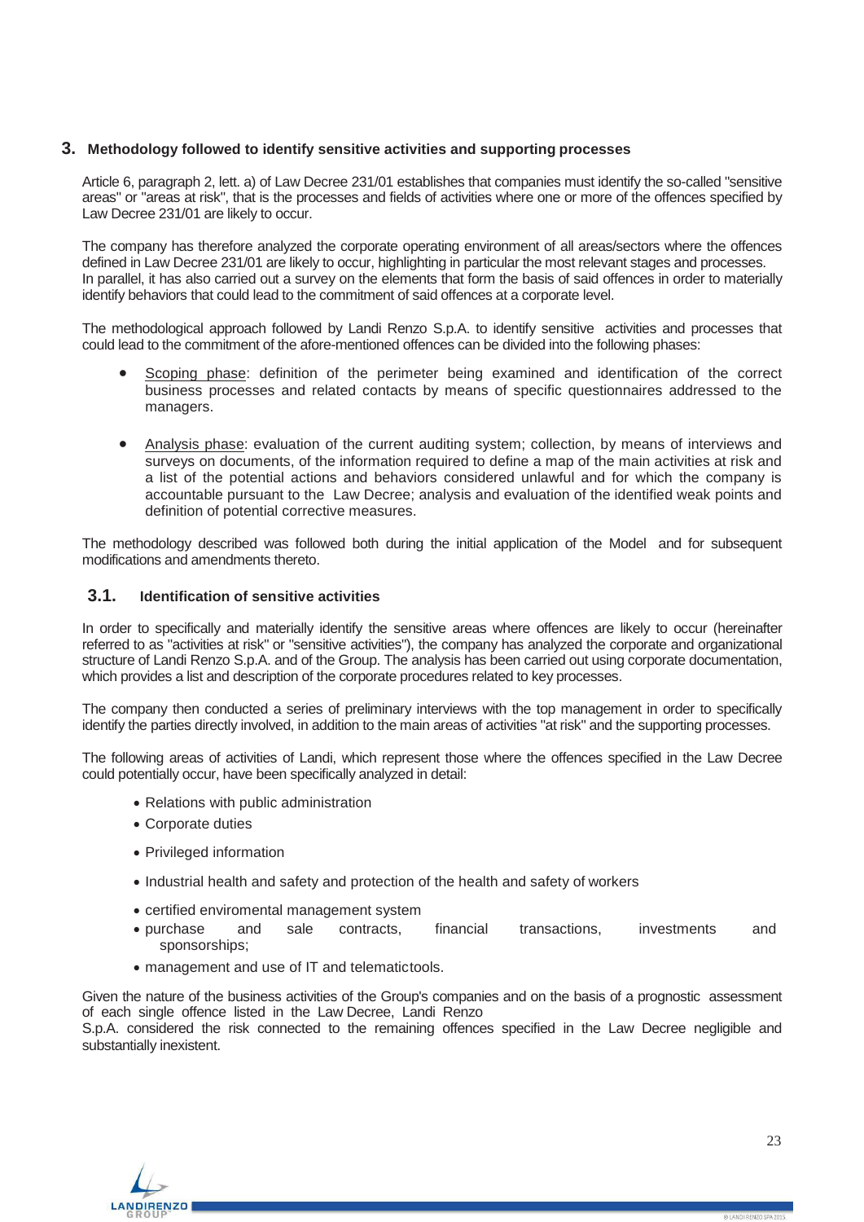## 3. Methodology followed to identify sensitive activities and supporting processes

Article 6, paragraph 2, lett. a) of Law Decree 231/01 establishes that companies must identify the so-called "sensitive areas" or "areas at risk", that is the processes and fields of activities where one or more of the offences specified by Law Decree 231/01 are likely to occur.

The company has therefore analyzed the corporate operating environment of all areas/sectors where the offences defined in Law Decree 231/01 are likely to occur, highlighting in particular the most relevant stages and processes. In parallel, it has also carried out a survey on the elements that form the basis of said offences in order to materially identify behaviors that could lead to the commitment of said offences at a corporate level.

The methodological approach followed by Landi Renzo S.p.A. to identify sensitive activities and processes that could lead to the commitment of the afore-mentioned offences can be divided into the following phases:

- Scoping phase: definition of the perimeter being examined and identification of the correct business processes and related contacts by means of specific questionnaires addressed to the managers.

- Analysis phase: evaluation of the current auditing system; collection, by means of interviews and surveys on documents, of the information required to define a map of the main activities at risk and a list of the potential actions and behaviors considered unlawful and for which the company is accountable pursuant to the Law Decree; analysis and evaluation of the identified weak points and definition of potential corrective measures.

The methodology described was followed both during the initial application of the Model and for subsequent modifications and amendments thereto.

### 3.1. Identification of sensitive activities

In order to specifically and materially identify the sensitive areas where offences are likely to occur (hereinafter referred to as "activities at risk" or "sensitive activities"), the company has analyzed the corporate and organizational structure of Landi Renzo S.p.A. and of the Group. The analysis has been carried out using corporate documentation, which provides a list and description of the corporate procedures related to key processes.

The company then conducted a series of preliminary interviews with the top management in order to specifically identify the parties directly involved, in addition to the main areas of activities "at risk" and the supporting processes.

The following areas of activities of Landi, which represent those where the offences specified in the Law Decree could potentially occur, have been specifically analyzed in detail:

- Relations with public administration
- Corporate duties
- Privileged information
- Industrial health and safety and protection of the health and safety of workers
- certified enviromental management system
- purchase and sale contracts, financial transactions, investments and sponsorships;
- management and use of IT and telematictools.

Given the nature of the business activities of the Group's companies and on the basis of a prognostic assessment of each single offence listed in the Law Decree, Landi Renzo S.p.A. considered the risk connected to the remaining offences specified in the Law Decree negligible and substantially inexistent.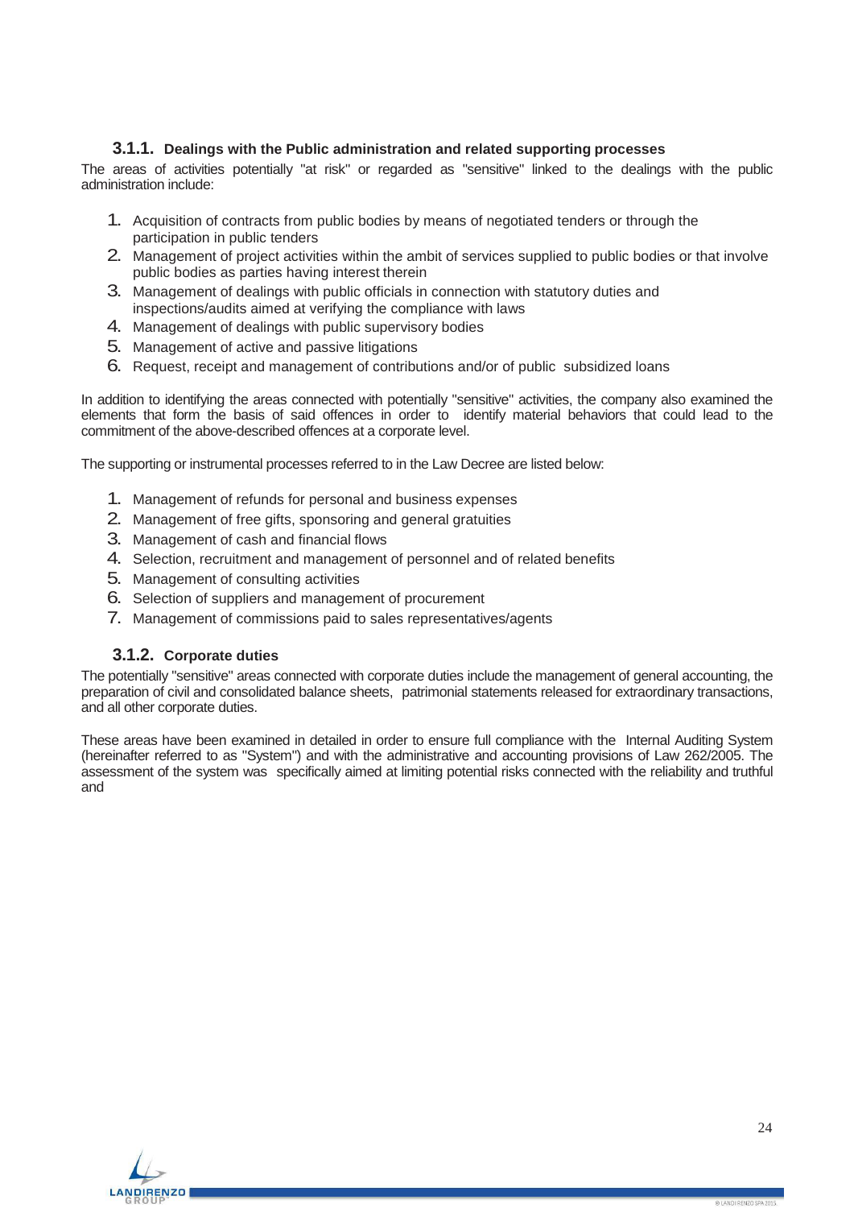### 3.1.1. Dealings with the Public administration and related supporting processes

The areas of activities potentially "at risk" or regarded as "sensitive" linked to the dealings with the public administration include:

1. Acquisition of contracts from public bodies by means of negotiated tenders or through the participation in public tenders
2. Management of project activities within the ambit of services supplied to public bodies or that involve public bodies as parties having interest therein
3. Management of dealings with public officials in connection with statutory duties and inspections/audits aimed at verifying the compliance with laws
4. Management of dealings with public supervisory bodies
5. Management of active and passive litigations
6. Request, receipt and management of contributions and/or of public subsidized loans

In addition to identifying the areas connected with potentially "sensitive" activities, the company also examined the elements that form the basis of said offences in order to identify material behaviors that could lead to the commitment of the above-described offences at a corporate level.

The supporting or instrumental processes referred to in the Law Decree are listed below:

1. Management of refunds for personal and business expenses
2. Management of free gifts, sponsoring and general gratuities
3. Management of cash and financial flows
4. Selection, recruitment and management of personnel and of related benefits
5. Management of consulting activities
6. Selection of suppliers and management of procurement
7. Management of commissions paid to sales representatives/agents

### 3.1.2. Corporate duties

The potentially "sensitive" areas connected with corporate duties include the management of general accounting, the preparation of civil and consolidated balance sheets, patrimonial statements released for extraordinary transactions, and all other corporate duties.

These areas have been examined in detailed in order to ensure full compliance with the Internal Auditing System (hereinafter referred to as "System") and with the administrative and accounting provisions of Law 262/2005. The assessment of the system was specifically aimed at limiting potential risks connected with the reliability and truthful and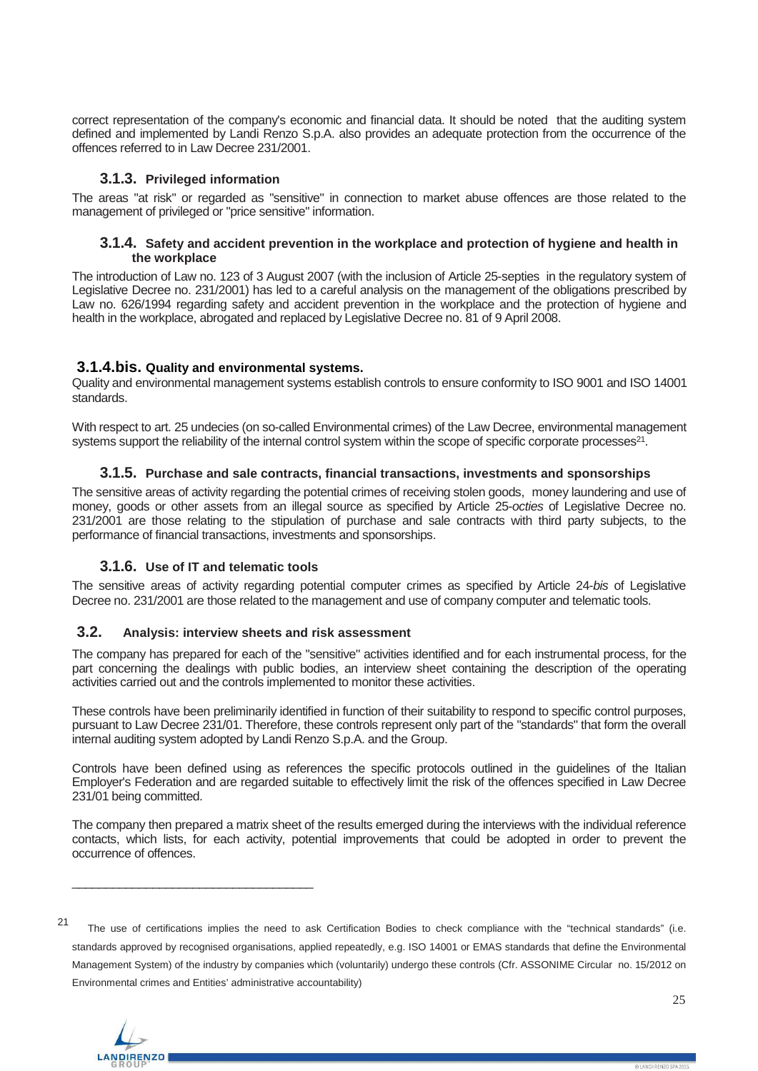correct representation of the company's economic and financial data. It should be noted that the auditing system defined and implemented by Landi Renzo S.p.A. also provides an adequate protection from the occurrence of the offences referred to in Law Decree 231/2001.

### 3.1.3. Privileged information

The areas "at risk" or regarded as "sensitive" in connection to market abuse offences are those related to the management of privileged or "price sensitive" information.

### 3.1.4. Safety and accident prevention in the workplace and protection of hygiene and health in the workplace

The introduction of Law no. 123 of 3 August 2007 (with the inclusion of Article 25-septies in the regulatory system of Legislative Decree no. 231/2001) has led to a careful analysis on the management of the obligations prescribed by Law no. 626/1994 regarding safety and accident prevention in the workplace and the protection of hygiene and health in the workplace, abrogated and replaced by Legislative Decree no. 81 of 9 April 2008.

### 3.1.4.bis. Quality and environmental systems.

Quality and environmental management systems establish controls to ensure conformity to ISO 9001 and ISO 14001 standards.

With respect to art. 25 undecies (on so-called Environmental crimes) of the Law Decree, environmental management systems support the reliability of the internal control system within the scope of specific corporate processes[21].

### 3.1.5. Purchase and sale contracts, financial transactions, investments and sponsorships

The sensitive areas of activity regarding the potential crimes of receiving stolen goods, money laundering and use of money, goods or other assets from an illegal source as specified by Article 25-*octies* of Legislative Decree no. 231/2001 are those relating to the stipulation of purchase and sale contracts with third party subjects, to the performance of financial transactions, investments and sponsorships.

### 3.1.6. Use of IT and telematic tools

The sensitive areas of activity regarding potential computer crimes as specified by Article 24-*bis* of Legislative Decree no. 231/2001 are those related to the management and use of company computer and telematic tools.

## 3.2. Analysis: interview sheets and risk assessment

The company has prepared for each of the "sensitive" activities identified and for each instrumental process, for the part concerning the dealings with public bodies, an interview sheet containing the description of the operating activities carried out and the controls implemented to monitor these activities.

These controls have been preliminarily identified in function of their suitability to respond to specific control purposes, pursuant to Law Decree 231/01. Therefore, these controls represent only part of the "standards" that form the overall internal auditing system adopted by Landi Renzo S.p.A. and the Group.

Controls have been defined using as references the specific protocols outlined in the guidelines of the Italian Employer's Federation and are regarded suitable to effectively limit the risk of the offences specified in Law Decree 231/01 being committed.

The company then prepared a matrix sheet of the results emerged during the interviews with the individual reference contacts, which lists, for each activity, potential improvements that could be adopted in order to prevent the occurrence of offences.

---

[21] The use of certifications implies the need to ask Certification Bodies to check compliance with the "technical standards" (i.e. standards approved by recognised organisations, applied repeatedly, e.g. ISO 14001 or EMAS standards that define the Environmental Management System) of the industry by companies which (voluntarily) undergo these controls (Cfr. ASSONIME Circular no. 15/2012 on Environmental crimes and Entities' administrative accountability)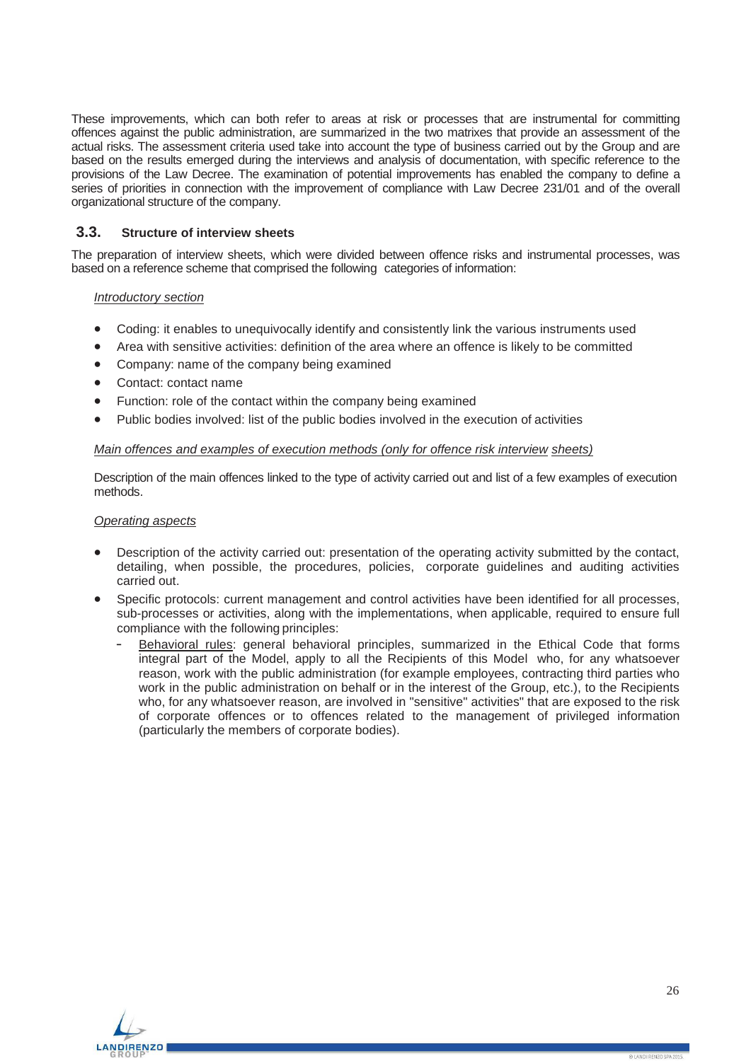These improvements, which can both refer to areas at risk or processes that are instrumental for committing offences against the public administration, are summarized in the two matrixes that provide an assessment of the actual risks. The assessment criteria used take into account the type of business carried out by the Group and are based on the results emerged during the interviews and analysis of documentation, with specific reference to the provisions of the Law Decree. The examination of potential improvements has enabled the company to define a series of priorities in connection with the improvement of compliance with Law Decree 231/01 and of the overall organizational structure of the company.

## 3.3. Structure of interview sheets

The preparation of interview sheets, which were divided between offence risks and instrumental processes, was based on a reference scheme that comprised the following categories of information:

*Introductory section*

- Coding: it enables to unequivocally identify and consistently link the various instruments used
- Area with sensitive activities: definition of the area where an offence is likely to be committed
- Company: name of the company being examined
- Contact: contact name
- Function: role of the contact within the company being examined
- Public bodies involved: list of the public bodies involved in the execution of activities

*Main offences and examples of execution methods (only for offence risk interview sheets)*

Description of the main offences linked to the type of activity carried out and list of a few examples of execution methods.

*Operating aspects*

- Description of the activity carried out: presentation of the operating activity submitted by the contact, detailing, when possible, the procedures, policies, corporate guidelines and auditing activities carried out.
- Specific protocols: current management and control activities have been identified for all processes, sub-processes or activities, along with the implementations, when applicable, required to ensure full compliance with the following principles:
  - Behavioral rules: general behavioral principles, summarized in the Ethical Code that forms integral part of the Model, apply to all the Recipients of this Model who, for any whatsoever reason, work with the public administration (for example employees, contracting third parties who work in the public administration on behalf or in the interest of the Group, etc.), to the Recipients who, for any whatsoever reason, are involved in "sensitive" activities" that are exposed to the risk of corporate offences or to offences related to the management of privileged information (particularly the members of corporate bodies).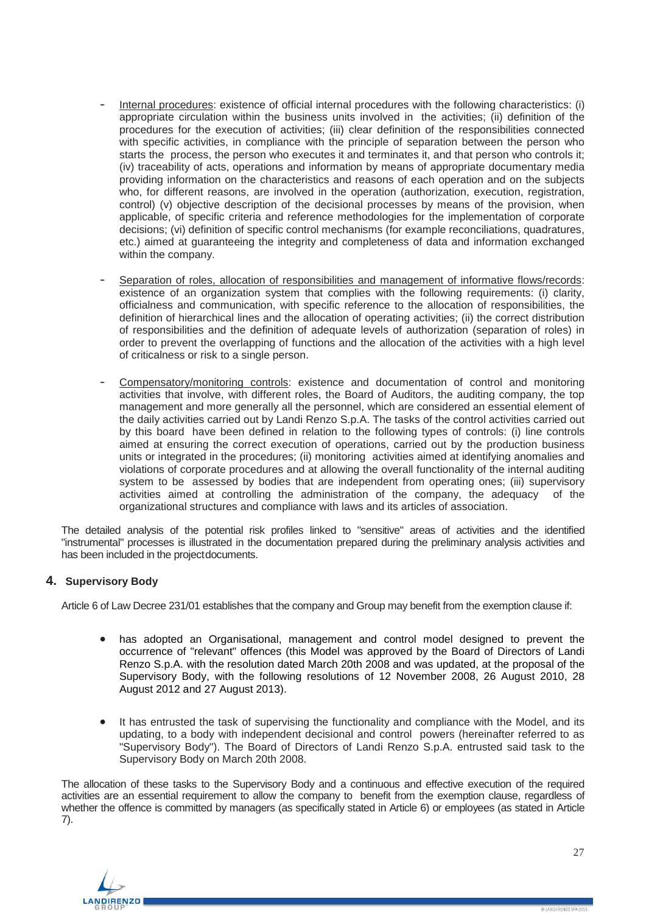- Internal procedures: existence of official internal procedures with the following characteristics: (i) appropriate circulation within the business units involved in the activities; (ii) definition of the procedures for the execution of activities; (iii) clear definition of the responsibilities connected with specific activities, in compliance with the principle of separation between the person who starts the process, the person who executes it and terminates it, and that person who controls it; (iv) traceability of acts, operations and information by means of appropriate documentary media providing information on the characteristics and reasons of each operation and on the subjects who, for different reasons, are involved in the operation (authorization, execution, registration, control) (v) objective description of the decisional processes by means of the provision, when applicable, of specific criteria and reference methodologies for the implementation of corporate decisions; (vi) definition of specific control mechanisms (for example reconciliations, quadratures, etc.) aimed at guaranteeing the integrity and completeness of data and information exchanged within the company.

- Separation of roles, allocation of responsibilities and management of informative flows/records: existence of an organization system that complies with the following requirements: (i) clarity, officialness and communication, with specific reference to the allocation of responsibilities, the definition of hierarchical lines and the allocation of operating activities; (ii) the correct distribution of responsibilities and the definition of adequate levels of authorization (separation of roles) in order to prevent the overlapping of functions and the allocation of the activities with a high level of criticalness or risk to a single person.

- Compensatory/monitoring controls: existence and documentation of control and monitoring activities that involve, with different roles, the Board of Auditors, the auditing company, the top management and more generally all the personnel, which are considered an essential element of the daily activities carried out by Landi Renzo S.p.A. The tasks of the control activities carried out by this board have been defined in relation to the following types of controls: (i) line controls aimed at ensuring the correct execution of operations, carried out by the production business units or integrated in the procedures; (ii) monitoring activities aimed at identifying anomalies and violations of corporate procedures and at allowing the overall functionality of the internal auditing system to be assessed by bodies that are independent from operating ones; (iii) supervisory activities aimed at controlling the administration of the company, the adequacy of the organizational structures and compliance with laws and its articles of association.

The detailed analysis of the potential risk profiles linked to "sensitive" areas of activities and the identified "instrumental" processes is illustrated in the documentation prepared during the preliminary analysis activities and has been included in the projectdocuments.

## 4. Supervisory Body

Article 6 of Law Decree 231/01 establishes that the company and Group may benefit from the exemption clause if:

- has adopted an Organisational, management and control model designed to prevent the occurrence of "relevant" offences (this Model was approved by the Board of Directors of Landi Renzo S.p.A. with the resolution dated March 20th 2008 and was updated, at the proposal of the Supervisory Body, with the following resolutions of 12 November 2008, 26 August 2010, 28 August 2012 and 27 August 2013).

- It has entrusted the task of supervising the functionality and compliance with the Model, and its updating, to a body with independent decisional and control powers (hereinafter referred to as "Supervisory Body"). The Board of Directors of Landi Renzo S.p.A. entrusted said task to the Supervisory Body on March 20th 2008.

The allocation of these tasks to the Supervisory Body and a continuous and effective execution of the required activities are an essential requirement to allow the company to benefit from the exemption clause, regardless of whether the offence is committed by managers (as specifically stated in Article 6) or employees (as stated in Article 7).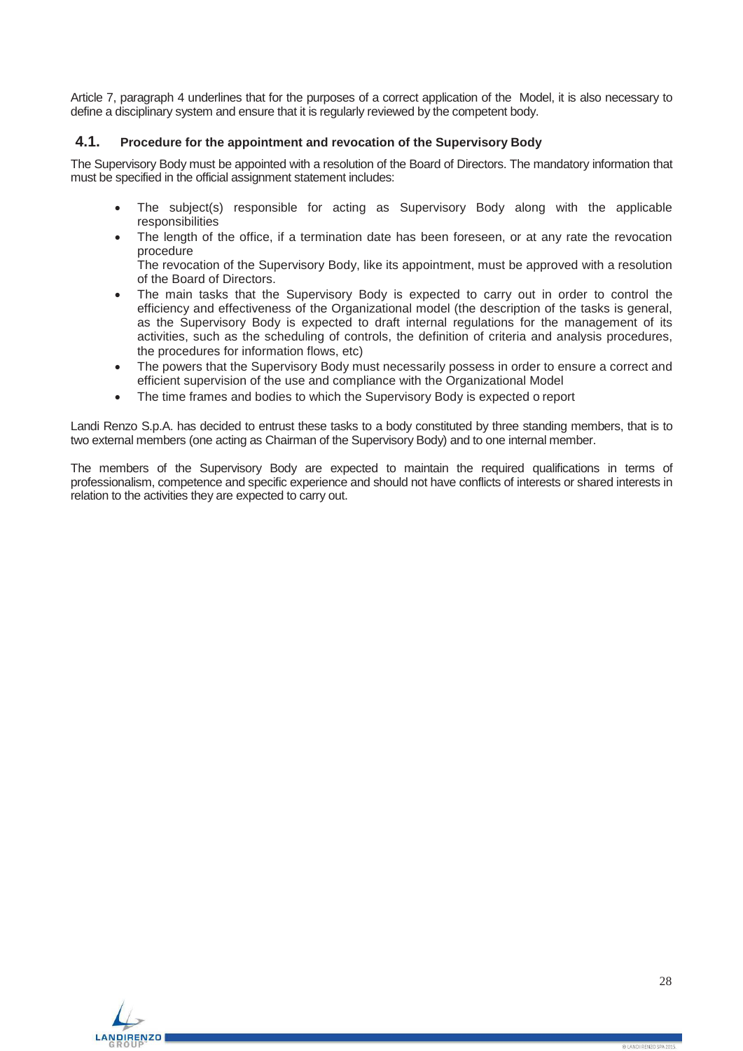Article 7, paragraph 4 underlines that for the purposes of a correct application of the Model, it is also necessary to define a disciplinary system and ensure that it is regularly reviewed by the competent body.

## 4.1. Procedure for the appointment and revocation of the Supervisory Body

The Supervisory Body must be appointed with a resolution of the Board of Directors. The mandatory information that must be specified in the official assignment statement includes:

- The subject(s) responsible for acting as Supervisory Body along with the applicable responsibilities
- The length of the office, if a termination date has been foreseen, or at any rate the revocation procedure

  The revocation of the Supervisory Body, like its appointment, must be approved with a resolution of the Board of Directors.
- The main tasks that the Supervisory Body is expected to carry out in order to control the efficiency and effectiveness of the Organizational model (the description of the tasks is general, as the Supervisory Body is expected to draft internal regulations for the management of its activities, such as the scheduling of controls, the definition of criteria and analysis procedures, the procedures for information flows, etc)
- The powers that the Supervisory Body must necessarily possess in order to ensure a correct and efficient supervision of the use and compliance with the Organizational Model
- The time frames and bodies to which the Supervisory Body is expected o report

Landi Renzo S.p.A. has decided to entrust these tasks to a body constituted by three standing members, that is to two external members (one acting as Chairman of the Supervisory Body) and to one internal member.

The members of the Supervisory Body are expected to maintain the required qualifications in terms of professionalism, competence and specific experience and should not have conflicts of interests or shared interests in relation to the activities they are expected to carry out.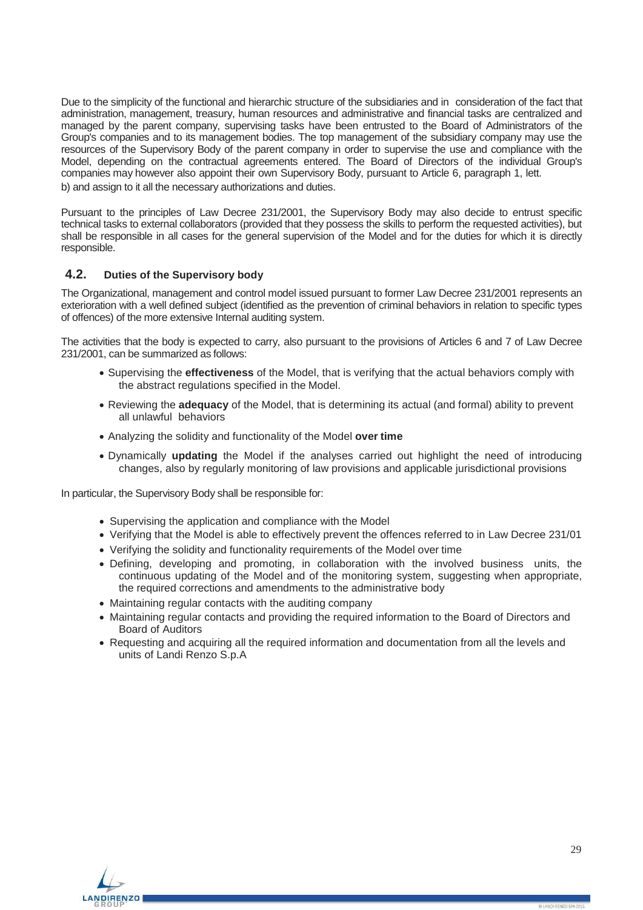Due to the simplicity of the functional and hierarchic structure of the subsidiaries and in consideration of the fact that administration, management, treasury, human resources and administrative and financial tasks are centralized and managed by the parent company, supervising tasks have been entrusted to the Board of Administrators of the Group's companies and to its management bodies. The top management of the subsidiary company may use the resources of the Supervisory Body of the parent company in order to supervise the use and compliance with the Model, depending on the contractual agreements entered. The Board of Directors of the individual Group's companies may however also appoint their own Supervisory Body, pursuant to Article 6, paragraph 1, lett. b) and assign to it all the necessary authorizations and duties.

Pursuant to the principles of Law Decree 231/2001, the Supervisory Body may also decide to entrust specific technical tasks to external collaborators (provided that they possess the skills to perform the requested activities), but shall be responsible in all cases for the general supervision of the Model and for the duties for which it is directly responsible.

## 4.2. Duties of the Supervisory body

The Organizational, management and control model issued pursuant to former Law Decree 231/2001 represents an exterioration with a well defined subject (identified as the prevention of criminal behaviors in relation to specific types of offences) of the more extensive Internal auditing system.

The activities that the body is expected to carry, also pursuant to the provisions of Articles 6 and 7 of Law Decree 231/2001, can be summarized as follows:

- Supervising the **effectiveness** of the Model, that is verifying that the actual behaviors comply with the abstract regulations specified in the Model.
- Reviewing the **adequacy** of the Model, that is determining its actual (and formal) ability to prevent all unlawful behaviors
- Analyzing the solidity and functionality of the Model **over time**
- Dynamically **updating** the Model if the analyses carried out highlight the need of introducing changes, also by regularly monitoring of law provisions and applicable jurisdictional provisions

In particular, the Supervisory Body shall be responsible for:

- Supervising the application and compliance with the Model
- Verifying that the Model is able to effectively prevent the offences referred to in Law Decree 231/01
- Verifying the solidity and functionality requirements of the Model over time
- Defining, developing and promoting, in collaboration with the involved business units, the continuous updating of the Model and of the monitoring system, suggesting when appropriate, the required corrections and amendments to the administrative body
- Maintaining regular contacts with the auditing company
- Maintaining regular contacts and providing the required information to the Board of Directors and Board of Auditors
- Requesting and acquiring all the required information and documentation from all the levels and units of Landi Renzo S.p.A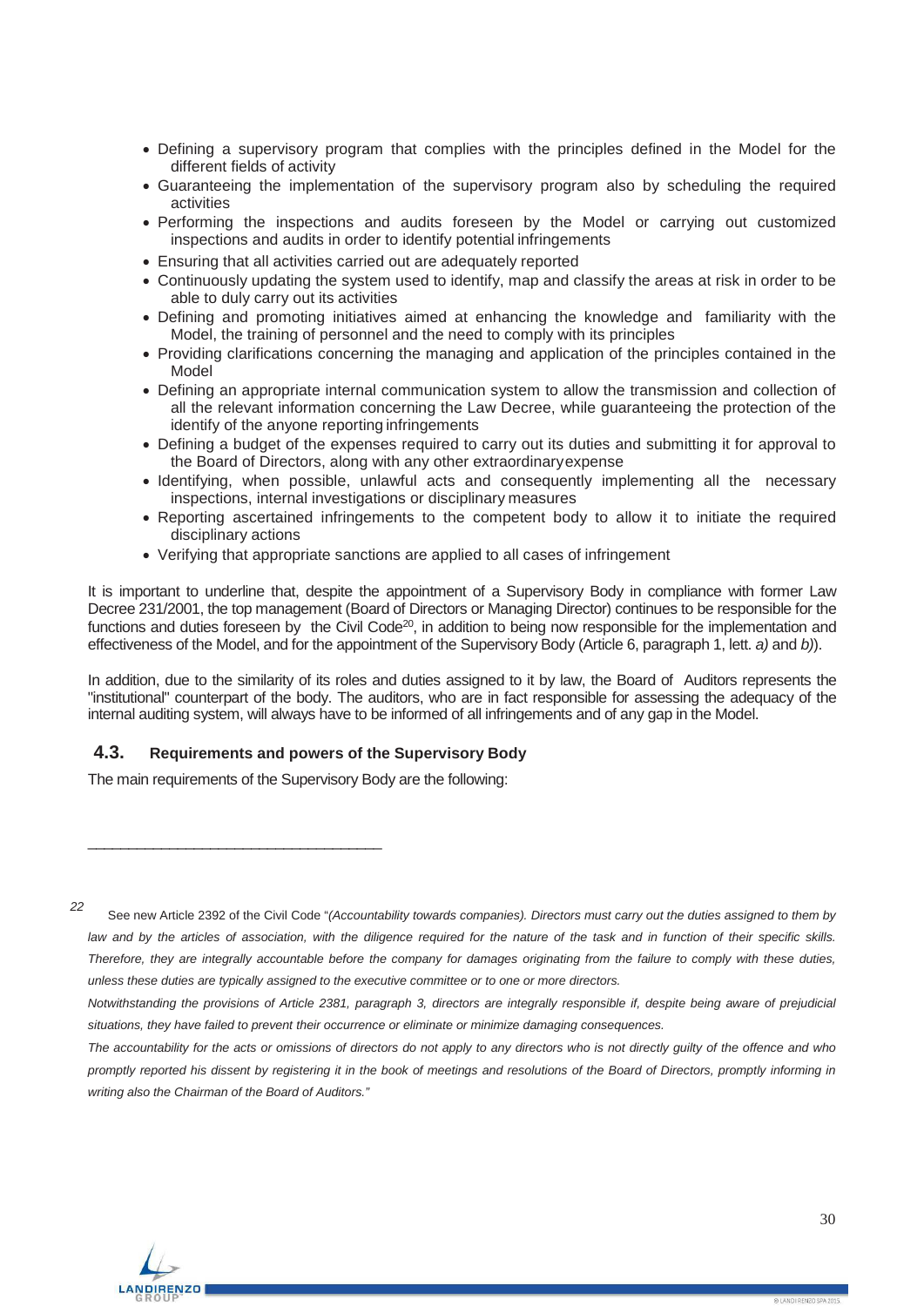- Defining a supervisory program that complies with the principles defined in the Model for the different fields of activity
- Guaranteeing the implementation of the supervisory program also by scheduling the required activities
- Performing the inspections and audits foreseen by the Model or carrying out customized inspections and audits in order to identify potential infringements
- Ensuring that all activities carried out are adequately reported
- Continuously updating the system used to identify, map and classify the areas at risk in order to be able to duly carry out its activities
- Defining and promoting initiatives aimed at enhancing the knowledge and familiarity with the Model, the training of personnel and the need to comply with its principles
- Providing clarifications concerning the managing and application of the principles contained in the Model
- Defining an appropriate internal communication system to allow the transmission and collection of all the relevant information concerning the Law Decree, while guaranteeing the protection of the identify of the anyone reporting infringements
- Defining a budget of the expenses required to carry out its duties and submitting it for approval to the Board of Directors, along with any other extraordinary expense
- Identifying, when possible, unlawful acts and consequently implementing all the necessary inspections, internal investigations or disciplinary measures
- Reporting ascertained infringements to the competent body to allow it to initiate the required disciplinary actions
- Verifying that appropriate sanctions are applied to all cases of infringement

It is important to underline that, despite the appointment of a Supervisory Body in compliance with former Law Decree 231/2001, the top management (Board of Directors or Managing Director) continues to be responsible for the functions and duties foreseen by the Civil Code[20], in addition to being now responsible for the implementation and effectiveness of the Model, and for the appointment of the Supervisory Body (Article 6, paragraph 1, lett. *a)* and *b)*).

In addition, due to the similarity of its roles and duties assigned to it by law, the Board of Auditors represents the "institutional" counterpart of the body. The auditors, who are in fact responsible for assessing the adequacy of the internal auditing system, will always have to be informed of all infringements and of any gap in the Model.

## 4.3. Requirements and powers of the Supervisory Body

The main requirements of the Supervisory Body are the following:

---

[22] See new Article 2392 of the Civil Code "*(Accountability towards companies). Directors must carry out the duties assigned to them by law and by the articles of association, with the diligence required for the nature of the task and in function of their specific skills. Therefore, they are integrally accountable before the company for damages originating from the failure to comply with these duties, unless these duties are typically assigned to the executive committee or to one or more directors.*

*Notwithstanding the provisions of Article 2381, paragraph 3, directors are integrally responsible if, despite being aware of prejudicial situations, they have failed to prevent their occurrence or eliminate or minimize damaging consequences.*

*The accountability for the acts or omissions of directors do not apply to any directors who is not directly guilty of the offence and who promptly reported his dissent by registering it in the book of meetings and resolutions of the Board of Directors, promptly informing in writing also the Chairman of the Board of Auditors."*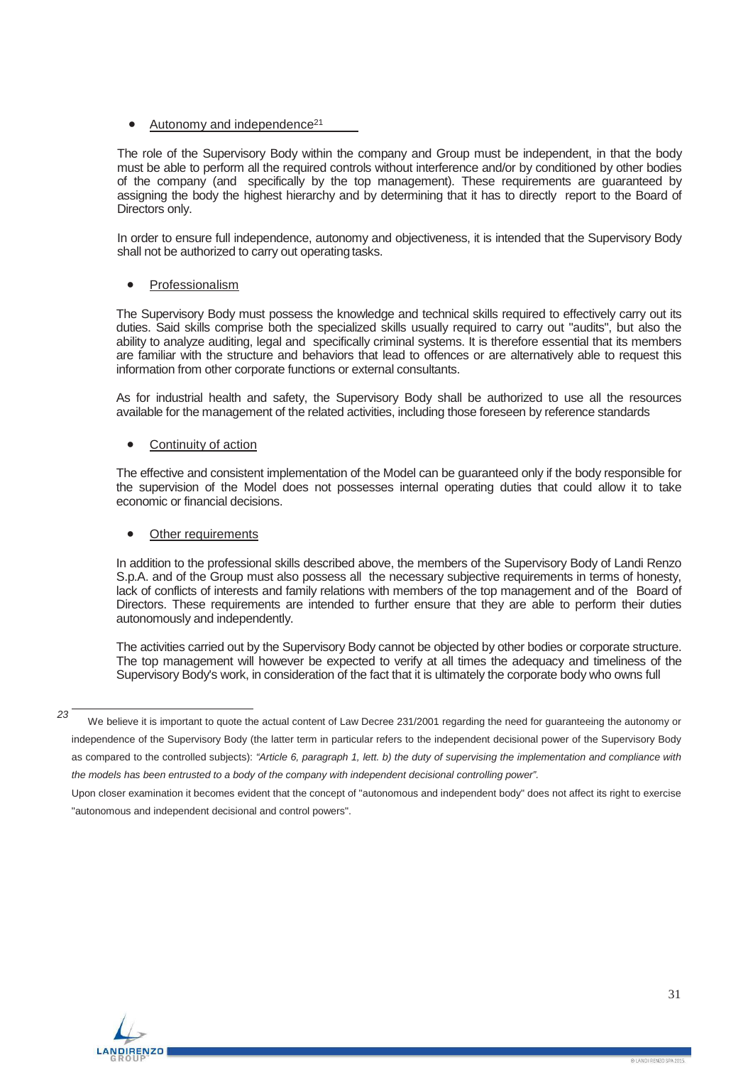- Autonomy and independence[21]

The role of the Supervisory Body within the company and Group must be independent, in that the body must be able to perform all the required controls without interference and/or by conditioned by other bodies of the company (and specifically by the top management). These requirements are guaranteed by assigning the body the highest hierarchy and by determining that it has to directly report to the Board of Directors only.

In order to ensure full independence, autonomy and objectiveness, it is intended that the Supervisory Body shall not be authorized to carry out operating tasks.

- Professionalism

The Supervisory Body must possess the knowledge and technical skills required to effectively carry out its duties. Said skills comprise both the specialized skills usually required to carry out "audits", but also the ability to analyze auditing, legal and specifically criminal systems. It is therefore essential that its members are familiar with the structure and behaviors that lead to offences or are alternatively able to request this information from other corporate functions or external consultants.

As for industrial health and safety, the Supervisory Body shall be authorized to use all the resources available for the management of the related activities, including those foreseen by reference standards

- Continuity of action

The effective and consistent implementation of the Model can be guaranteed only if the body responsible for the supervision of the Model does not possesses internal operating duties that could allow it to take economic or financial decisions.

- Other requirements

In addition to the professional skills described above, the members of the Supervisory Body of Landi Renzo S.p.A. and of the Group must also possess all the necessary subjective requirements in terms of honesty, lack of conflicts of interests and family relations with members of the top management and of the Board of Directors. These requirements are intended to further ensure that they are able to perform their duties autonomously and independently.

The activities carried out by the Supervisory Body cannot be objected by other bodies or corporate structure. The top management will however be expected to verify at all times the adequacy and timeliness of the Supervisory Body's work, in consideration of the fact that it is ultimately the corporate body who owns full

---

23 We believe it is important to quote the actual content of Law Decree 231/2001 regarding the need for guaranteeing the autonomy or independence of the Supervisory Body (the latter term in particular refers to the independent decisional power of the Supervisory Body as compared to the controlled subjects): *"Article 6, paragraph 1, lett. b) the duty of supervising the implementation and compliance with the models has been entrusted to a body of the company with independent decisional controlling power".*

Upon closer examination it becomes evident that the concept of "autonomous and independent body" does not affect its right to exercise "autonomous and independent decisional and control powers".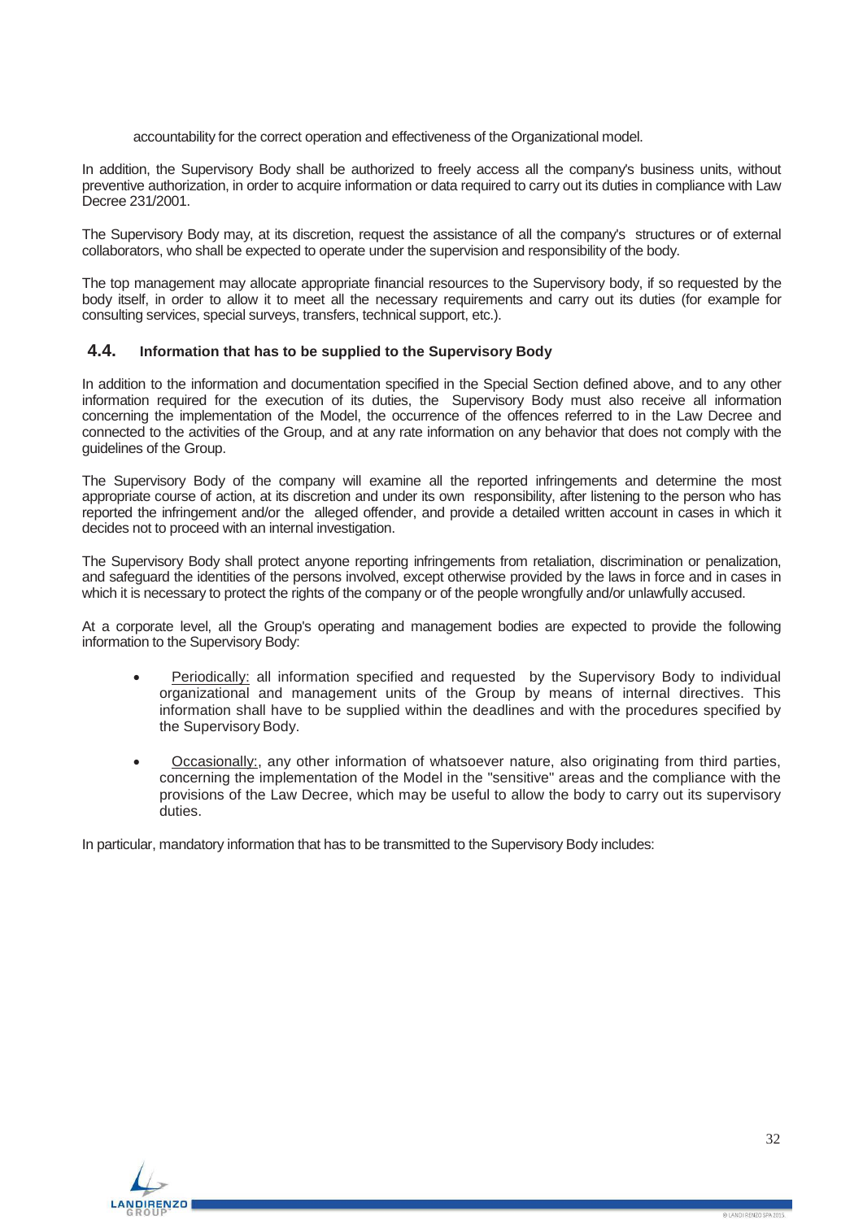accountability for the correct operation and effectiveness of the Organizational model.

In addition, the Supervisory Body shall be authorized to freely access all the company's business units, without preventive authorization, in order to acquire information or data required to carry out its duties in compliance with Law Decree 231/2001.

The Supervisory Body may, at its discretion, request the assistance of all the company's structures or of external collaborators, who shall be expected to operate under the supervision and responsibility of the body.

The top management may allocate appropriate financial resources to the Supervisory body, if so requested by the body itself, in order to allow it to meet all the necessary requirements and carry out its duties (for example for consulting services, special surveys, transfers, technical support, etc.).

## 4.4. Information that has to be supplied to the Supervisory Body

In addition to the information and documentation specified in the Special Section defined above, and to any other information required for the execution of its duties, the Supervisory Body must also receive all information concerning the implementation of the Model, the occurrence of the offences referred to in the Law Decree and connected to the activities of the Group, and at any rate information on any behavior that does not comply with the guidelines of the Group.

The Supervisory Body of the company will examine all the reported infringements and determine the most appropriate course of action, at its discretion and under its own responsibility, after listening to the person who has reported the infringement and/or the alleged offender, and provide a detailed written account in cases in which it decides not to proceed with an internal investigation.

The Supervisory Body shall protect anyone reporting infringements from retaliation, discrimination or penalization, and safeguard the identities of the persons involved, except otherwise provided by the laws in force and in cases in which it is necessary to protect the rights of the company or of the people wrongfully and/or unlawfully accused.

At a corporate level, all the Group's operating and management bodies are expected to provide the following information to the Supervisory Body:

- Periodically: all information specified and requested by the Supervisory Body to individual organizational and management units of the Group by means of internal directives. This information shall have to be supplied within the deadlines and with the procedures specified by the Supervisory Body.
- Occasionally:, any other information of whatsoever nature, also originating from third parties, concerning the implementation of the Model in the "sensitive" areas and the compliance with the provisions of the Law Decree, which may be useful to allow the body to carry out its supervisory duties.

In particular, mandatory information that has to be transmitted to the Supervisory Body includes: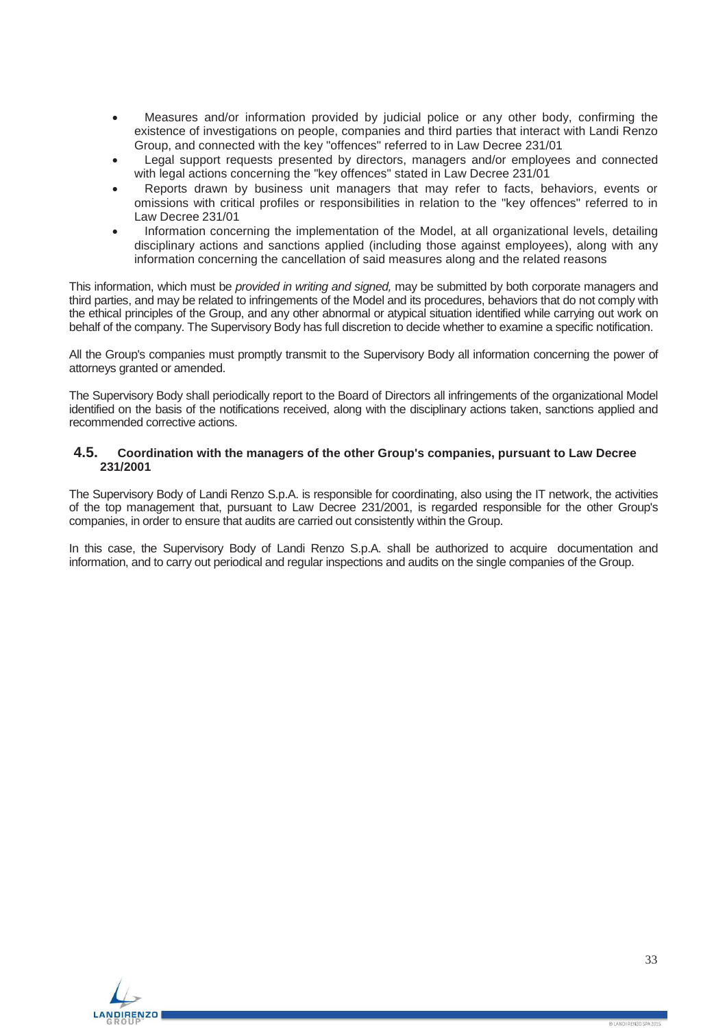- Measures and/or information provided by judicial police or any other body, confirming the existence of investigations on people, companies and third parties that interact with Landi Renzo Group, and connected with the key "offences" referred to in Law Decree 231/01
- Legal support requests presented by directors, managers and/or employees and connected with legal actions concerning the "key offences" stated in Law Decree 231/01
- Reports drawn by business unit managers that may refer to facts, behaviors, events or omissions with critical profiles or responsibilities in relation to the "key offences" referred to in Law Decree 231/01
- Information concerning the implementation of the Model, at all organizational levels, detailing disciplinary actions and sanctions applied (including those against employees), along with any information concerning the cancellation of said measures along and the related reasons

This information, which must be *provided in writing and signed,* may be submitted by both corporate managers and third parties, and may be related to infringements of the Model and its procedures, behaviors that do not comply with the ethical principles of the Group, and any other abnormal or atypical situation identified while carrying out work on behalf of the company. The Supervisory Body has full discretion to decide whether to examine a specific notification.

All the Group's companies must promptly transmit to the Supervisory Body all information concerning the power of attorneys granted or amended.

The Supervisory Body shall periodically report to the Board of Directors all infringements of the organizational Model identified on the basis of the notifications received, along with the disciplinary actions taken, sanctions applied and recommended corrective actions.

## 4.5. Coordination with the managers of the other Group's companies, pursuant to Law Decree 231/2001

The Supervisory Body of Landi Renzo S.p.A. is responsible for coordinating, also using the IT network, the activities of the top management that, pursuant to Law Decree 231/2001, is regarded responsible for the other Group's companies, in order to ensure that audits are carried out consistently within the Group.

In this case, the Supervisory Body of Landi Renzo S.p.A. shall be authorized to acquire documentation and information, and to carry out periodical and regular inspections and audits on the single companies of the Group.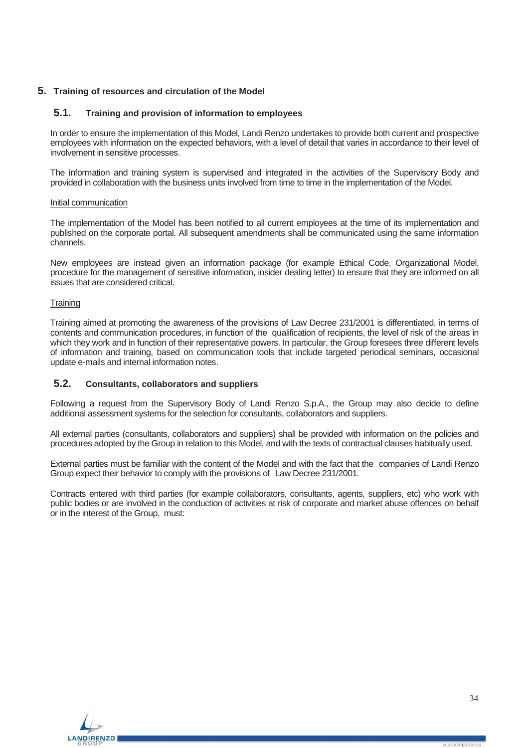# 5. Training of resources and circulation of the Model

## 5.1. Training and provision of information to employees

In order to ensure the implementation of this Model, Landi Renzo undertakes to provide both current and prospective employees with information on the expected behaviors, with a level of detail that varies in accordance to their level of involvement in sensitive processes.

The information and training system is supervised and integrated in the activities of the Supervisory Body and provided in collaboration with the business units involved from time to time in the implementation of the Model.

Initial communication

The implementation of the Model has been notified to all current employees at the time of its implementation and published on the corporate portal. All subsequent amendments shall be communicated using the same information channels.

New employees are instead given an information package (for example Ethical Code, Organizational Model, procedure for the management of sensitive information, insider dealing letter) to ensure that they are informed on all issues that are considered critical.

Training

Training aimed at promoting the awareness of the provisions of Law Decree 231/2001 is differentiated, in terms of contents and communication procedures, in function of the qualification of recipients, the level of risk of the areas in which they work and in function of their representative powers. In particular, the Group foresees three different levels of information and training, based on communication tools that include targeted periodical seminars, occasional update e-mails and internal information notes.

## 5.2. Consultants, collaborators and suppliers

Following a request from the Supervisory Body of Landi Renzo S.p.A., the Group may also decide to define additional assessment systems for the selection for consultants, collaborators and suppliers.

All external parties (consultants, collaborators and suppliers) shall be provided with information on the policies and procedures adopted by the Group in relation to this Model, and with the texts of contractual clauses habitually used.

External parties must be familiar with the content of the Model and with the fact that the companies of Landi Renzo Group expect their behavior to comply with the provisions of Law Decree 231/2001.

Contracts entered with third parties (for example collaborators, consultants, agents, suppliers, etc) who work with public bodies or are involved in the conduction of activities at risk of corporate and market abuse offences on behalf or in the interest of the Group, must: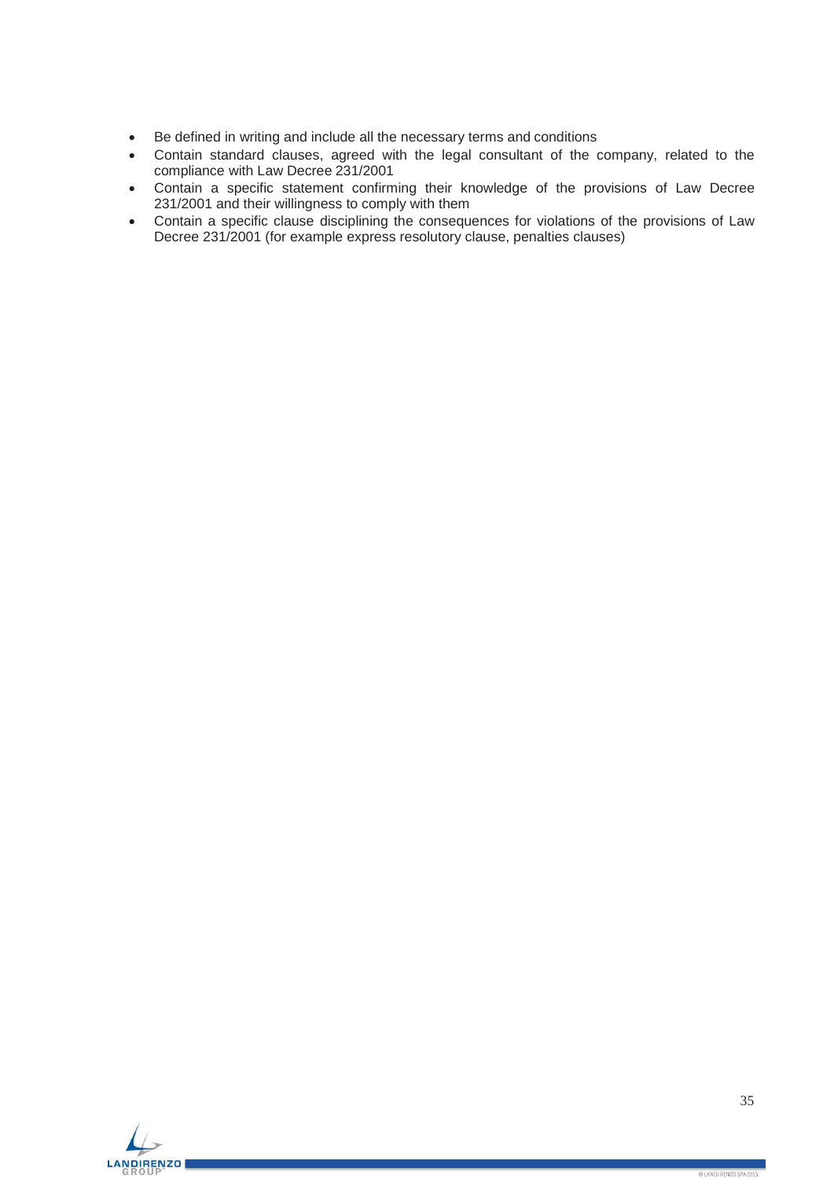- Be defined in writing and include all the necessary terms and conditions
- Contain standard clauses, agreed with the legal consultant of the company, related to the compliance with Law Decree 231/2001
- Contain a specific statement confirming their knowledge of the provisions of Law Decree 231/2001 and their willingness to comply with them
- Contain a specific clause disciplining the consequences for violations of the provisions of Law Decree 231/2001 (for example express resolutory clause, penalties clauses)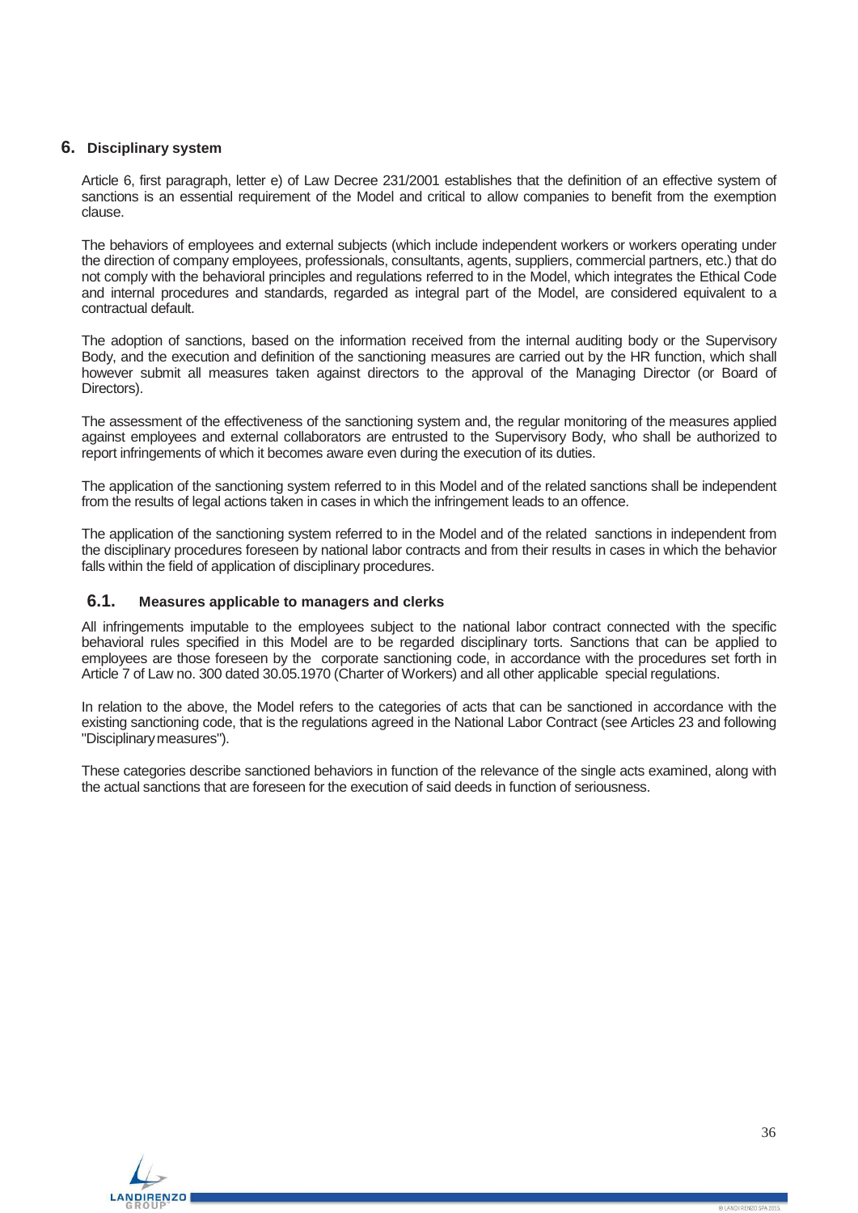## 6. Disciplinary system

Article 6, first paragraph, letter e) of Law Decree 231/2001 establishes that the definition of an effective system of sanctions is an essential requirement of the Model and critical to allow companies to benefit from the exemption clause.

The behaviors of employees and external subjects (which include independent workers or workers operating under the direction of company employees, professionals, consultants, agents, suppliers, commercial partners, etc.) that do not comply with the behavioral principles and regulations referred to in the Model, which integrates the Ethical Code and internal procedures and standards, regarded as integral part of the Model, are considered equivalent to a contractual default.

The adoption of sanctions, based on the information received from the internal auditing body or the Supervisory Body, and the execution and definition of the sanctioning measures are carried out by the HR function, which shall however submit all measures taken against directors to the approval of the Managing Director (or Board of Directors).

The assessment of the effectiveness of the sanctioning system and, the regular monitoring of the measures applied against employees and external collaborators are entrusted to the Supervisory Body, who shall be authorized to report infringements of which it becomes aware even during the execution of its duties.

The application of the sanctioning system referred to in this Model and of the related sanctions shall be independent from the results of legal actions taken in cases in which the infringement leads to an offence.

The application of the sanctioning system referred to in the Model and of the related sanctions in independent from the disciplinary procedures foreseen by national labor contracts and from their results in cases in which the behavior falls within the field of application of disciplinary procedures.

### 6.1. Measures applicable to managers and clerks

All infringements imputable to the employees subject to the national labor contract connected with the specific behavioral rules specified in this Model are to be regarded disciplinary torts. Sanctions that can be applied to employees are those foreseen by the corporate sanctioning code, in accordance with the procedures set forth in Article 7 of Law no. 300 dated 30.05.1970 (Charter of Workers) and all other applicable special regulations.

In relation to the above, the Model refers to the categories of acts that can be sanctioned in accordance with the existing sanctioning code, that is the regulations agreed in the National Labor Contract (see Articles 23 and following "Disciplinary measures").

These categories describe sanctioned behaviors in function of the relevance of the single acts examined, along with the actual sanctions that are foreseen for the execution of said deeds in function of seriousness.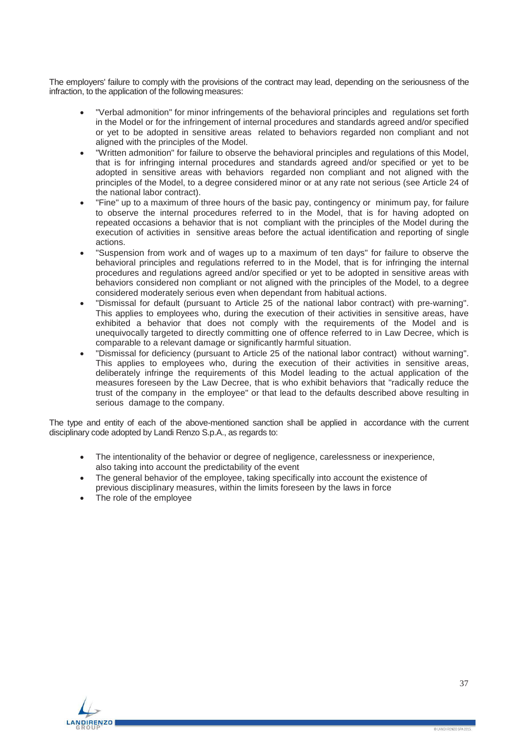The employers' failure to comply with the provisions of the contract may lead, depending on the seriousness of the infraction, to the application of the following measures:

- "Verbal admonition" for minor infringements of the behavioral principles and regulations set forth in the Model or for the infringement of internal procedures and standards agreed and/or specified or yet to be adopted in sensitive areas related to behaviors regarded non compliant and not aligned with the principles of the Model.
- "Written admonition" for failure to observe the behavioral principles and regulations of this Model, that is for infringing internal procedures and standards agreed and/or specified or yet to be adopted in sensitive areas with behaviors regarded non compliant and not aligned with the principles of the Model, to a degree considered minor or at any rate not serious (see Article 24 of the national labor contract).
- "Fine" up to a maximum of three hours of the basic pay, contingency or minimum pay, for failure to observe the internal procedures referred to in the Model, that is for having adopted on repeated occasions a behavior that is not compliant with the principles of the Model during the execution of activities in sensitive areas before the actual identification and reporting of single actions.
- "Suspension from work and of wages up to a maximum of ten days" for failure to observe the behavioral principles and regulations referred to in the Model, that is for infringing the internal procedures and regulations agreed and/or specified or yet to be adopted in sensitive areas with behaviors considered non compliant or not aligned with the principles of the Model, to a degree considered moderately serious even when dependant from habitual actions.
- "Dismissal for default (pursuant to Article 25 of the national labor contract) with pre-warning". This applies to employees who, during the execution of their activities in sensitive areas, have exhibited a behavior that does not comply with the requirements of the Model and is unequivocally targeted to directly committing one of offence referred to in Law Decree, which is comparable to a relevant damage or significantly harmful situation.
- "Dismissal for deficiency (pursuant to Article 25 of the national labor contract) without warning". This applies to employees who, during the execution of their activities in sensitive areas, deliberately infringe the requirements of this Model leading to the actual application of the measures foreseen by the Law Decree, that is who exhibit behaviors that "radically reduce the trust of the company in the employee" or that lead to the defaults described above resulting in serious damage to the company.

The type and entity of each of the above-mentioned sanction shall be applied in accordance with the current disciplinary code adopted by Landi Renzo S.p.A., as regards to:

- The intentionality of the behavior or degree of negligence, carelessness or inexperience, also taking into account the predictability of the event
- The general behavior of the employee, taking specifically into account the existence of previous disciplinary measures, within the limits foreseen by the laws in force
- The role of the employee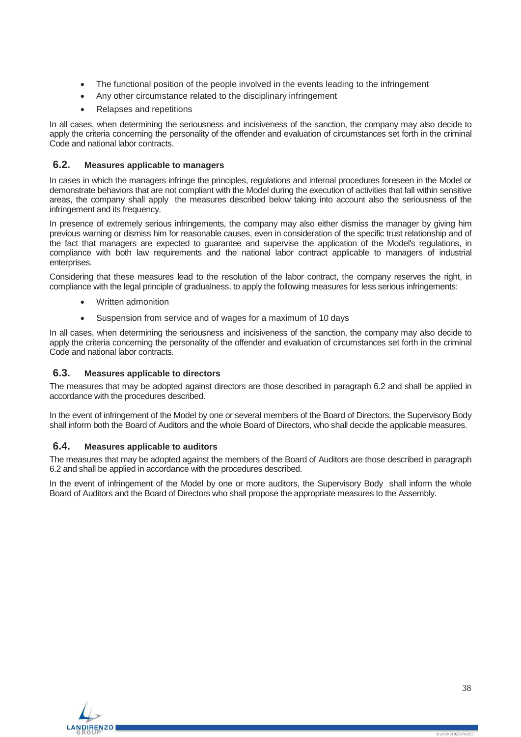- The functional position of the people involved in the events leading to the infringement
- Any other circumstance related to the disciplinary infringement
- Relapses and repetitions

In all cases, when determining the seriousness and incisiveness of the sanction, the company may also decide to apply the criteria concerning the personality of the offender and evaluation of circumstances set forth in the criminal Code and national labor contracts.

## 6.2. Measures applicable to managers

In cases in which the managers infringe the principles, regulations and internal procedures foreseen in the Model or demonstrate behaviors that are not compliant with the Model during the execution of activities that fall within sensitive areas, the company shall apply the measures described below taking into account also the seriousness of the infringement and its frequency.

In presence of extremely serious infringements, the company may also either dismiss the manager by giving him previous warning or dismiss him for reasonable causes, even in consideration of the specific trust relationship and of the fact that managers are expected to guarantee and supervise the application of the Model's regulations, in compliance with both law requirements and the national labor contract applicable to managers of industrial enterprises.

Considering that these measures lead to the resolution of the labor contract, the company reserves the right, in compliance with the legal principle of gradualness, to apply the following measures for less serious infringements:

- Written admonition
- Suspension from service and of wages for a maximum of 10 days

In all cases, when determining the seriousness and incisiveness of the sanction, the company may also decide to apply the criteria concerning the personality of the offender and evaluation of circumstances set forth in the criminal Code and national labor contracts.

## 6.3. Measures applicable to directors

The measures that may be adopted against directors are those described in paragraph 6.2 and shall be applied in accordance with the procedures described.

In the event of infringement of the Model by one or several members of the Board of Directors, the Supervisory Body shall inform both the Board of Auditors and the whole Board of Directors, who shall decide the applicable measures.

## 6.4. Measures applicable to auditors

The measures that may be adopted against the members of the Board of Auditors are those described in paragraph 6.2 and shall be applied in accordance with the procedures described.

In the event of infringement of the Model by one or more auditors, the Supervisory Body shall inform the whole Board of Auditors and the Board of Directors who shall propose the appropriate measures to the Assembly.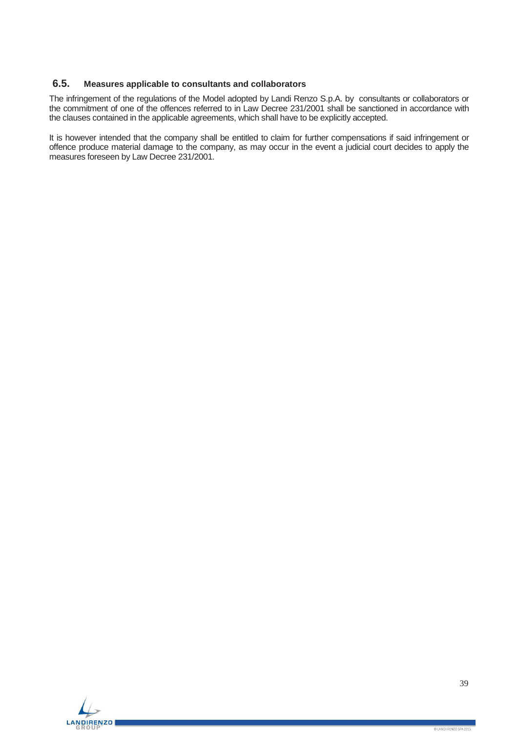## 6.5. Measures applicable to consultants and collaborators

The infringement of the regulations of the Model adopted by Landi Renzo S.p.A. by consultants or collaborators or the commitment of one of the offences referred to in Law Decree 231/2001 shall be sanctioned in accordance with the clauses contained in the applicable agreements, which shall have to be explicitly accepted.

It is however intended that the company shall be entitled to claim for further compensations if said infringement or offence produce material damage to the company, as may occur in the event a judicial court decides to apply the measures foreseen by Law Decree 231/2001.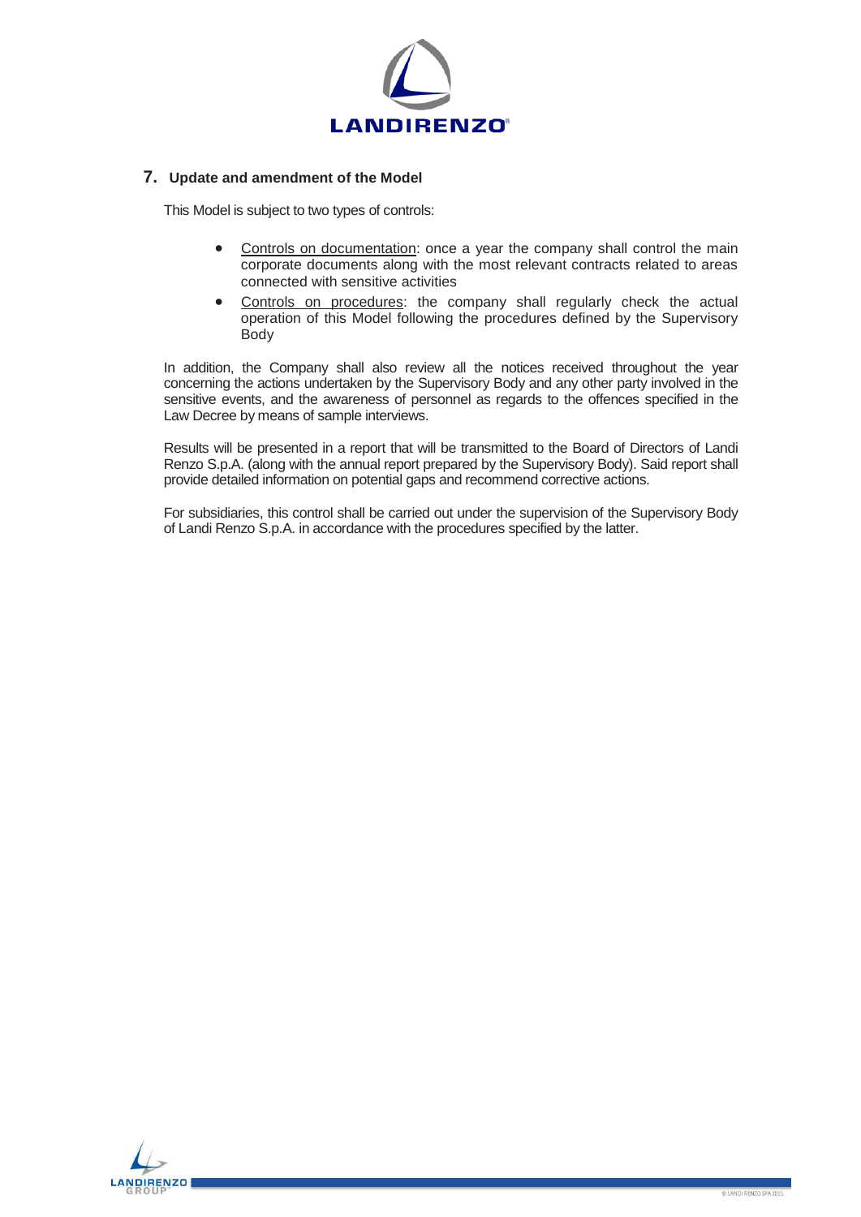## 7. Update and amendment of the Model

This Model is subject to two types of controls:

- Controls on documentation: once a year the company shall control the main corporate documents along with the most relevant contracts related to areas connected with sensitive activities
- Controls on procedures: the company shall regularly check the actual operation of this Model following the procedures defined by the Supervisory Body

In addition, the Company shall also review all the notices received throughout the year concerning the actions undertaken by the Supervisory Body and any other party involved in the sensitive events, and the awareness of personnel as regards to the offences specified in the Law Decree by means of sample interviews.

Results will be presented in a report that will be transmitted to the Board of Directors of Landi Renzo S.p.A. (along with the annual report prepared by the Supervisory Body). Said report shall provide detailed information on potential gaps and recommend corrective actions.

For subsidiaries, this control shall be carried out under the supervision of the Supervisory Body of Landi Renzo S.p.A. in accordance with the procedures specified by the latter.